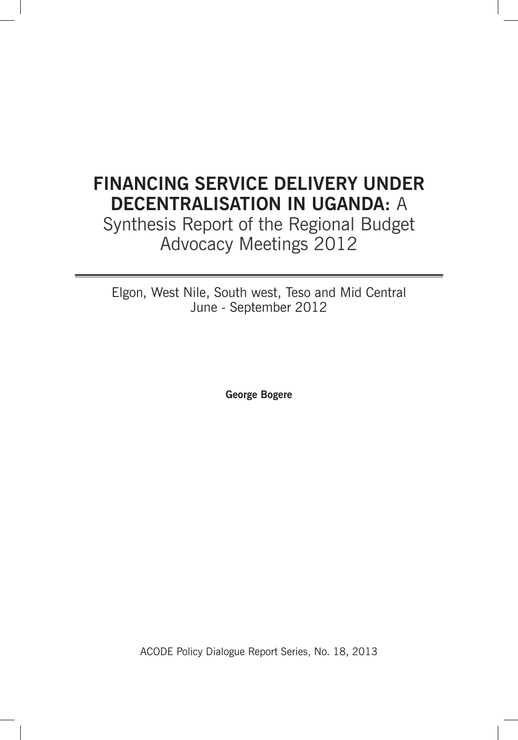# FINANCING SERVICE DELIVERY UNDER DECENTRALISATION IN UGANDA: A Synthesis Report of the Regional Budget Advocacy Meetings 2012

Elgon, West Nile, South west, Teso and Mid Central
June - September 2012

**George Bogere**

ACODE Policy Dialogue Report Series, No. 18, 2013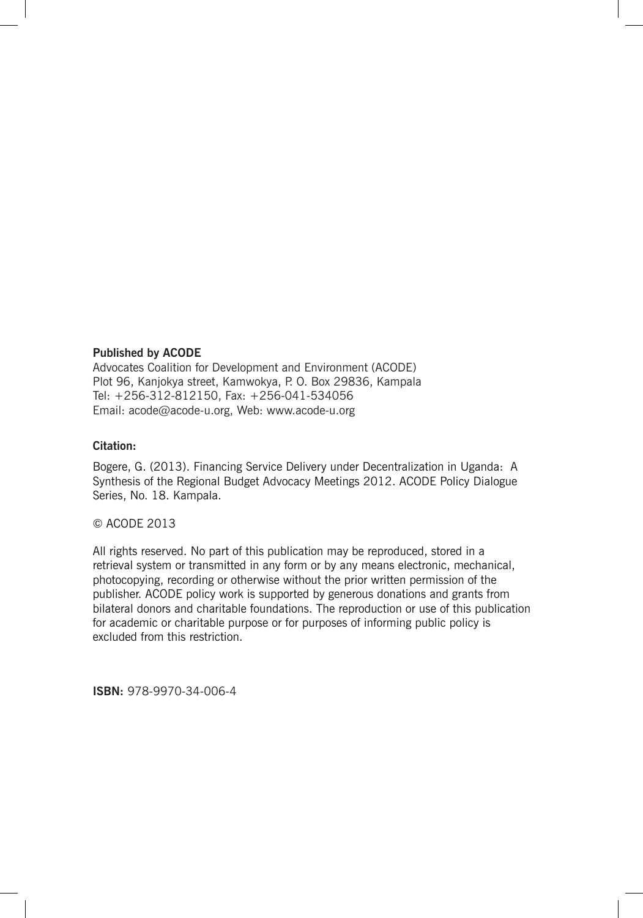**Published by ACODE**

Advocates Coalition for Development and Environment (ACODE)
Plot 96, Kanjokya street, Kamwokya, P. O. Box 29836, Kampala
Tel: +256-312-812150, Fax: +256-041-534056
Email: acode@acode-u.org, Web: www.acode-u.org

**Citation:**

Bogere, G. (2013). Financing Service Delivery under Decentralization in Uganda: A Synthesis of the Regional Budget Advocacy Meetings 2012. ACODE Policy Dialogue Series, No. 18. Kampala.

© ACODE 2013

All rights reserved. No part of this publication may be reproduced, stored in a retrieval system or transmitted in any form or by any means electronic, mechanical, photocopying, recording or otherwise without the prior written permission of the publisher. ACODE policy work is supported by generous donations and grants from bilateral donors and charitable foundations. The reproduction or use of this publication for academic or charitable purpose or for purposes of informing public policy is excluded from this restriction.

**ISBN:** 978-9970-34-006-4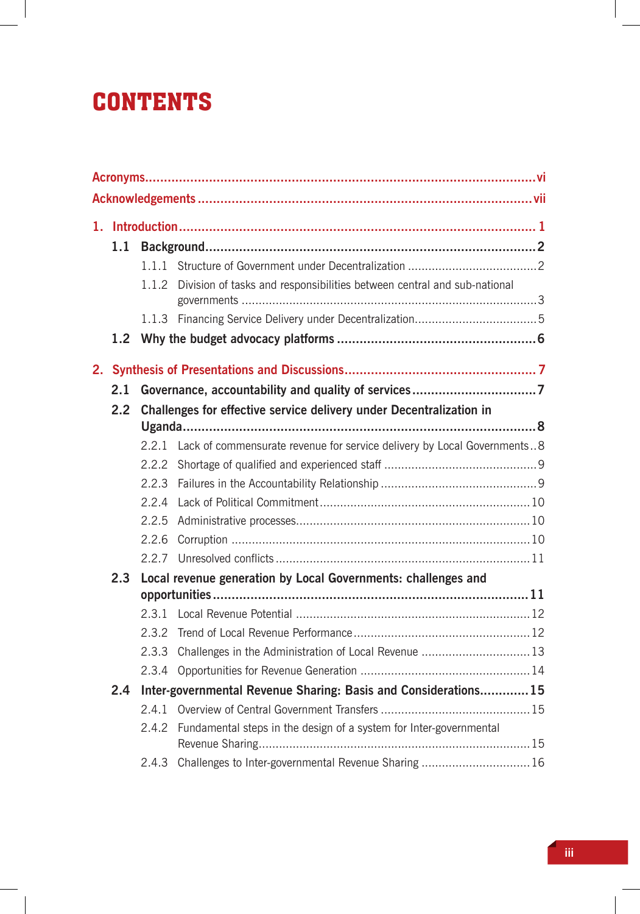# CONTENTS

Acronyms....................................................................................................vi

Acknowledgements .....................................................................................vii

1. Introduction............................................................................................ 1

 1.1 Background.......................................................................................2

  1.1.1 Structure of Government under Decentralization ......................................2

  1.1.2 Division of tasks and responsibilities between central and sub-national governments .......................................................................................3

  1.1.3 Financing Service Delivery under Decentralization....................................5

 1.2 Why the budget advocacy platforms .....................................................6

2. Synthesis of Presentations and Discussions................................................... 7

 2.1 Governance, accountability and quality of services.................................7

 2.2 Challenges for effective service delivery under Decentralization in Uganda.............................................................................................8

  2.2.1 Lack of commensurate revenue for service delivery by Local Governments..8

  2.2.2 Shortage of qualified and experienced staff .............................................9

  2.2.3 Failures in the Accountability Relationship ..............................................9

  2.2.4 Lack of Political Commitment..............................................................10

  2.2.5 Administrative processes.....................................................................10

  2.2.6 Corruption ........................................................................................10

  2.2.7 Unresolved conflicts...........................................................................11

 2.3 Local revenue generation by Local Governments: challenges and opportunities.....................................................................................11

  2.3.1 Local Revenue Potential .....................................................................12

  2.3.2 Trend of Local Revenue Performance....................................................12

  2.3.3 Challenges in the Administration of Local Revenue ................................13

  2.3.4 Opportunities for Revenue Generation ..................................................14

 2.4 Inter-governmental Revenue Sharing: Basis and Considerations.............15

  2.4.1 Overview of Central Government Transfers ............................................15

  2.4.2 Fundamental steps in the design of a system for Inter-governmental Revenue Sharing................................................................................15

  2.4.3 Challenges to Inter-governmental Revenue Sharing ................................16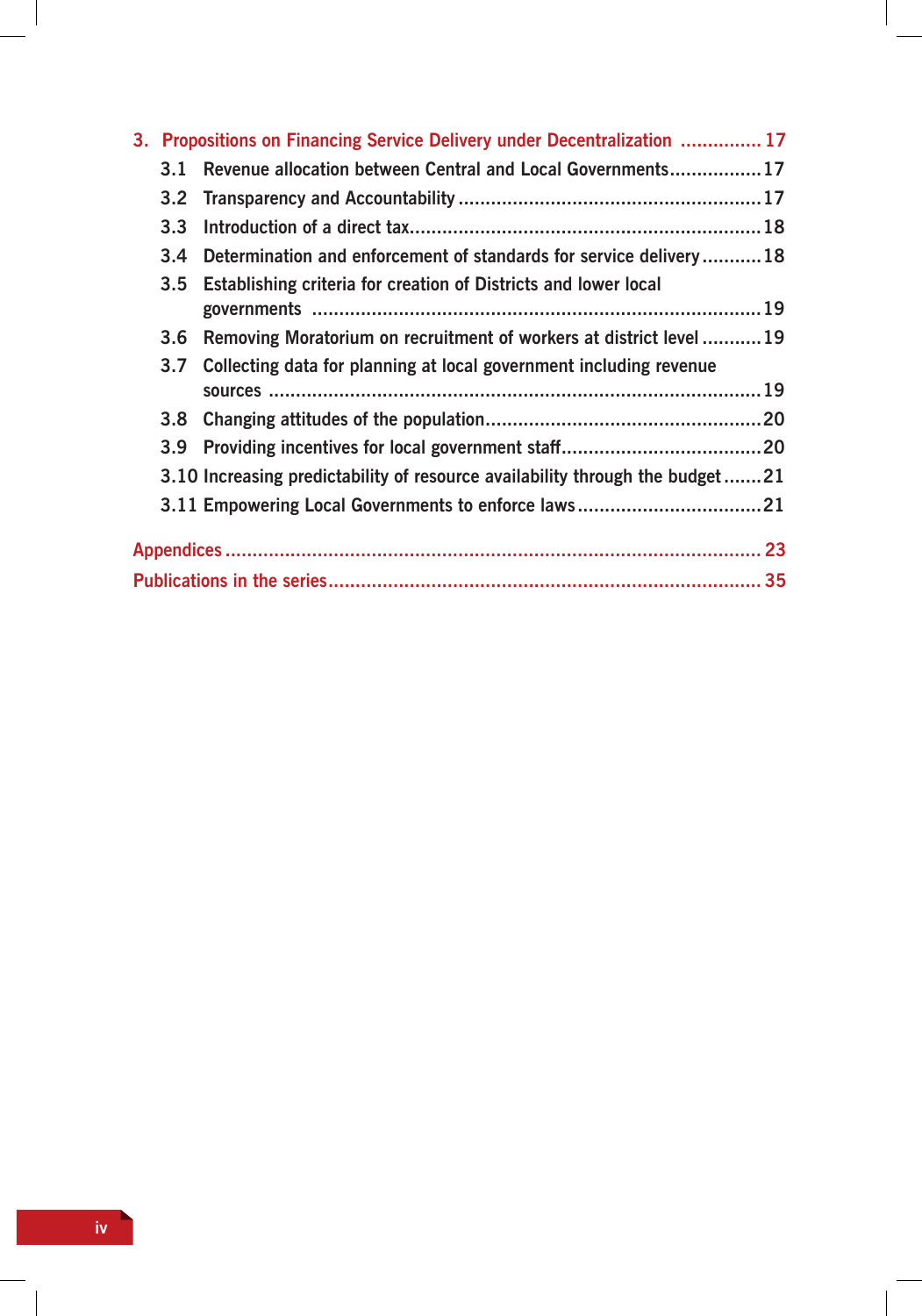3. Propositions on Financing Service Delivery under Decentralization ............... 17

- 3.1 Revenue allocation between Central and Local Governments................. 17
- 3.2 Transparency and Accountability ........................................................ 17
- 3.3 Introduction of a direct tax................................................................. 18
- 3.4 Determination and enforcement of standards for service delivery........... 18
- 3.5 Establishing criteria for creation of Districts and lower local governments .................................................................................. 19
- 3.6 Removing Moratorium on recruitment of workers at district level ........... 19
- 3.7 Collecting data for planning at local government including revenue sources ........................................................................................... 19
- 3.8 Changing attitudes of the population................................................... 20
- 3.9 Providing incentives for local government staff..................................... 20
- 3.10 Increasing predictability of resource availability through the budget ....... 21
- 3.11 Empowering Local Governments to enforce laws .................................. 21

Appendices .................................................................................................... 23

Publications in the series ................................................................................ 35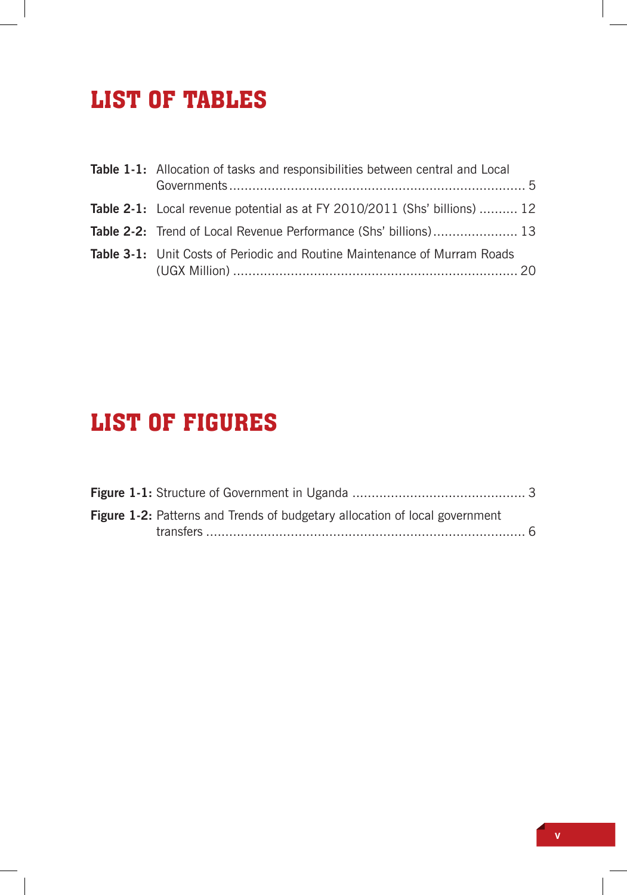# LIST OF TABLES

**Table 1-1:** Allocation of tasks and responsibilities between central and Local Governments ........................................................................... 5

**Table 2-1:** Local revenue potential as at FY 2010/2011 (Shs' billions) .......... 12

**Table 2-2:** Trend of Local Revenue Performance (Shs' billions) ...................... 13

**Table 3-1:** Unit Costs of Periodic and Routine Maintenance of Murram Roads (UGX Million) ......................................................................... 20

# LIST OF FIGURES

**Figure 1-1:** Structure of Government in Uganda ............................................. 3

**Figure 1-2:** Patterns and Trends of budgetary allocation of local government transfers ................................................................................... 6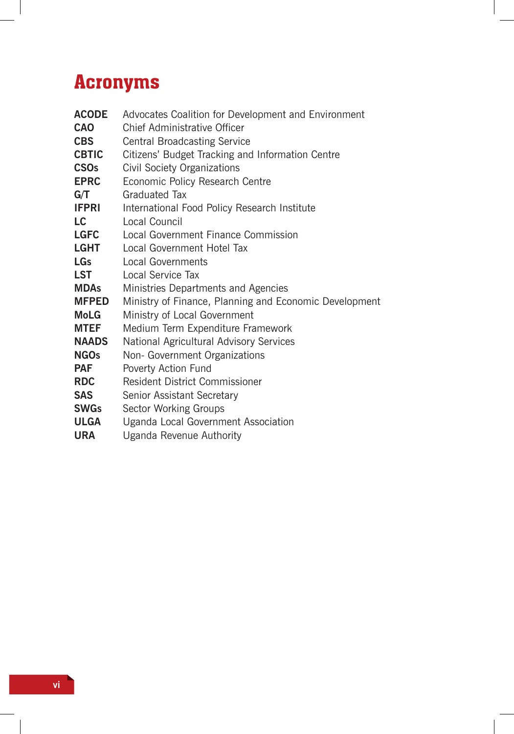# Acronyms

| | |
|---|---|
| **ACODE** | Advocates Coalition for Development and Environment |
| **CAO** | Chief Administrative Officer |
| **CBS** | Central Broadcasting Service |
| **CBTIC** | Citizens' Budget Tracking and Information Centre |
| **CSOs** | Civil Society Organizations |
| **EPRC** | Economic Policy Research Centre |
| **G/T** | Graduated Tax |
| **IFPRI** | International Food Policy Research Institute |
| **LC** | Local Council |
| **LGFC** | Local Government Finance Commission |
| **LGHT** | Local Government Hotel Tax |
| **LGs** | Local Governments |
| **LST** | Local Service Tax |
| **MDAs** | Ministries Departments and Agencies |
| **MFPED** | Ministry of Finance, Planning and Economic Development |
| **MoLG** | Ministry of Local Government |
| **MTEF** | Medium Term Expenditure Framework |
| **NAADS** | National Agricultural Advisory Services |
| **NGOs** | Non- Government Organizations |
| **PAF** | Poverty Action Fund |
| **RDC** | Resident District Commissioner |
| **SAS** | Senior Assistant Secretary |
| **SWGs** | Sector Working Groups |
| **ULGA** | Uganda Local Government Association |
| **URA** | Uganda Revenue Authority |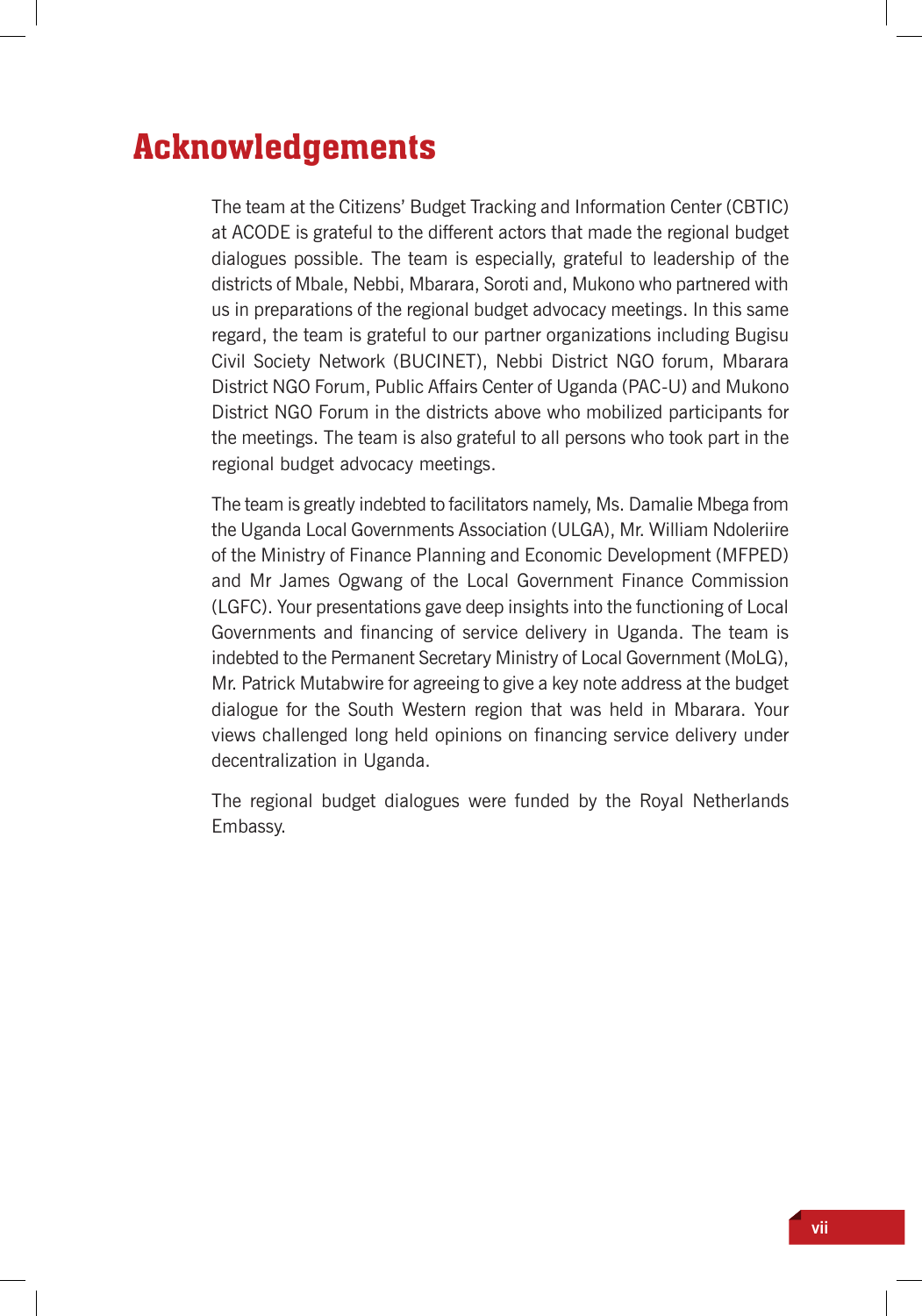# Acknowledgements

The team at the Citizens' Budget Tracking and Information Center (CBTIC) at ACODE is grateful to the different actors that made the regional budget dialogues possible. The team is especially, grateful to leadership of the districts of Mbale, Nebbi, Mbarara, Soroti and, Mukono who partnered with us in preparations of the regional budget advocacy meetings. In this same regard, the team is grateful to our partner organizations including Bugisu Civil Society Network (BUCINET), Nebbi District NGO forum, Mbarara District NGO Forum, Public Affairs Center of Uganda (PAC-U) and Mukono District NGO Forum in the districts above who mobilized participants for the meetings. The team is also grateful to all persons who took part in the regional budget advocacy meetings.

The team is greatly indebted to facilitators namely, Ms. Damalie Mbega from the Uganda Local Governments Association (ULGA), Mr. William Ndoleriire of the Ministry of Finance Planning and Economic Development (MFPED) and Mr James Ogwang of the Local Government Finance Commission (LGFC). Your presentations gave deep insights into the functioning of Local Governments and financing of service delivery in Uganda. The team is indebted to the Permanent Secretary Ministry of Local Government (MoLG), Mr. Patrick Mutabwire for agreeing to give a key note address at the budget dialogue for the South Western region that was held in Mbarara. Your views challenged long held opinions on financing service delivery under decentralization in Uganda.

The regional budget dialogues were funded by the Royal Netherlands Embassy.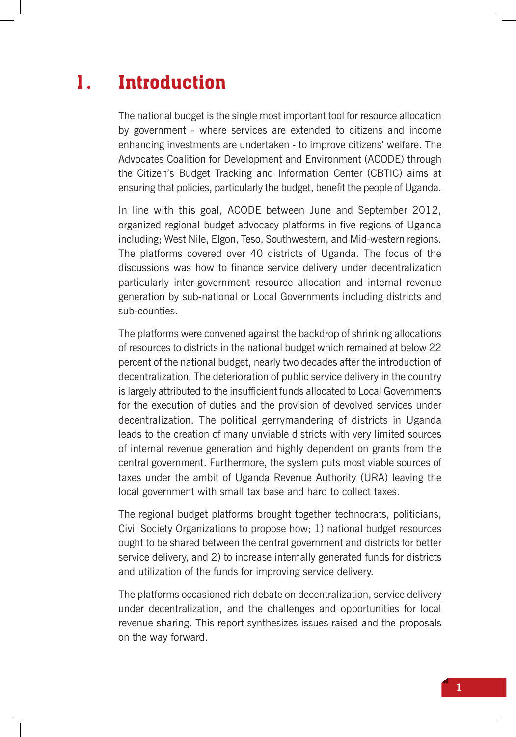# 1. Introduction

The national budget is the single most important tool for resource allocation by government - where services are extended to citizens and income enhancing investments are undertaken - to improve citizens' welfare. The Advocates Coalition for Development and Environment (ACODE) through the Citizen's Budget Tracking and Information Center (CBTIC) aims at ensuring that policies, particularly the budget, benefit the people of Uganda.

In line with this goal, ACODE between June and September 2012, organized regional budget advocacy platforms in five regions of Uganda including; West Nile, Elgon, Teso, Southwestern, and Mid-western regions. The platforms covered over 40 districts of Uganda. The focus of the discussions was how to finance service delivery under decentralization particularly inter-government resource allocation and internal revenue generation by sub-national or Local Governments including districts and sub-counties.

The platforms were convened against the backdrop of shrinking allocations of resources to districts in the national budget which remained at below 22 percent of the national budget, nearly two decades after the introduction of decentralization. The deterioration of public service delivery in the country is largely attributed to the insufficient funds allocated to Local Governments for the execution of duties and the provision of devolved services under decentralization. The political gerrymandering of districts in Uganda leads to the creation of many unviable districts with very limited sources of internal revenue generation and highly dependent on grants from the central government. Furthermore, the system puts most viable sources of taxes under the ambit of Uganda Revenue Authority (URA) leaving the local government with small tax base and hard to collect taxes.

The regional budget platforms brought together technocrats, politicians, Civil Society Organizations to propose how; 1) national budget resources ought to be shared between the central government and districts for better service delivery, and 2) to increase internally generated funds for districts and utilization of the funds for improving service delivery.

The platforms occasioned rich debate on decentralization, service delivery under decentralization, and the challenges and opportunities for local revenue sharing. This report synthesizes issues raised and the proposals on the way forward.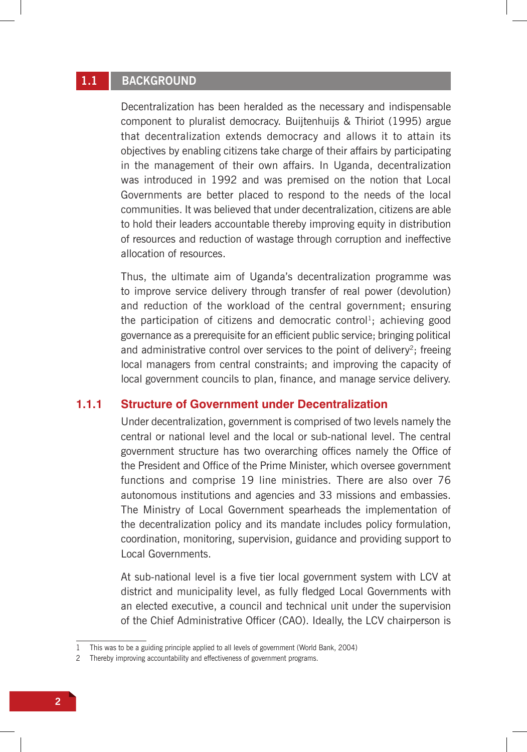## 1.1 BACKGROUND

Decentralization has been heralded as the necessary and indispensable component to pluralist democracy. Buijtenhuijs & Thiriot (1995) argue that decentralization extends democracy and allows it to attain its objectives by enabling citizens take charge of their affairs by participating in the management of their own affairs. In Uganda, decentralization was introduced in 1992 and was premised on the notion that Local Governments are better placed to respond to the needs of the local communities. It was believed that under decentralization, citizens are able to hold their leaders accountable thereby improving equity in distribution of resources and reduction of wastage through corruption and ineffective allocation of resources.

Thus, the ultimate aim of Uganda's decentralization programme was to improve service delivery through transfer of real power (devolution) and reduction of the workload of the central government; ensuring the participation of citizens and democratic control[1]; achieving good governance as a prerequisite for an efficient public service; bringing political and administrative control over services to the point of delivery[2]; freeing local managers from central constraints; and improving the capacity of local government councils to plan, finance, and manage service delivery.

### 1.1.1 Structure of Government under Decentralization

Under decentralization, government is comprised of two levels namely the central or national level and the local or sub-national level. The central government structure has two overarching offices namely the Office of the President and Office of the Prime Minister, which oversee government functions and comprise 19 line ministries. There are also over 76 autonomous institutions and agencies and 33 missions and embassies. The Ministry of Local Government spearheads the implementation of the decentralization policy and its mandate includes policy formulation, coordination, monitoring, supervision, guidance and providing support to Local Governments.

At sub-national level is a five tier local government system with LCV at district and municipality level, as fully fledged Local Governments with an elected executive, a council and technical unit under the supervision of the Chief Administrative Officer (CAO). Ideally, the LCV chairperson is

---

1 This was to be a guiding principle applied to all levels of government (World Bank, 2004)

2 Thereby improving accountability and effectiveness of government programs.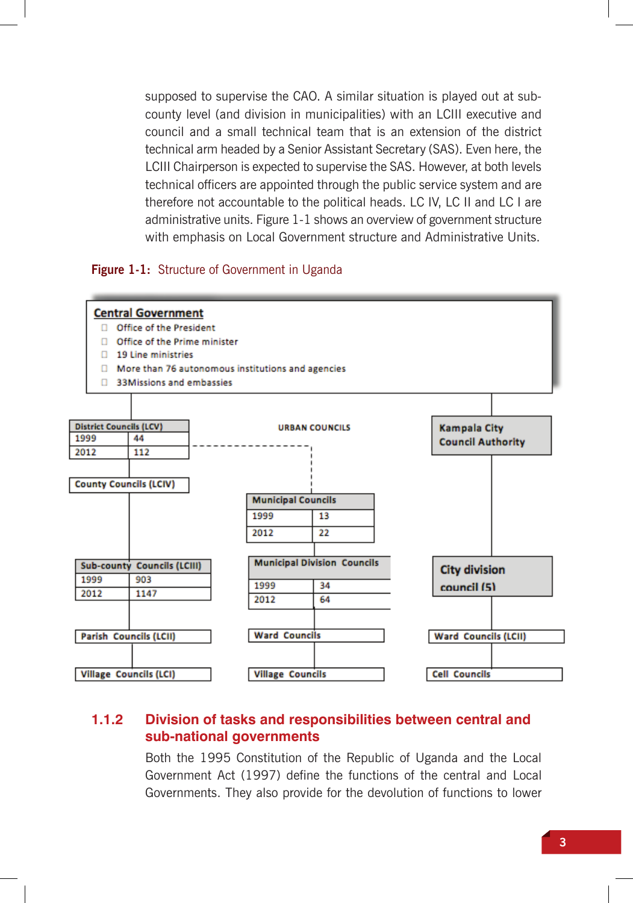supposed to supervise the CAO. A similar situation is played out at sub-county level (and division in municipalities) with an LCIII executive and council and a small technical team that is an extension of the district technical arm headed by a Senior Assistant Secretary (SAS). Even here, the LCIII Chairperson is expected to supervise the SAS. However, at both levels technical officers are appointed through the public service system and are therefore not accountable to the political heads. LC IV, LC II and LC I are administrative units. Figure 1-1 shows an overview of government structure with emphasis on Local Government structure and Administrative Units.

**Figure 1-1:** Structure of Government in Uganda

**Central Government**

- Office of the President
- Office of the Prime minister
- 19 Line ministries
- More than 76 autonomous institutions and agencies
- 33Missions and embassies

| District Councils (LCV) | |
|---|---|
| 1999 | 44 |
| 2012 | 112 |

County Councils (LCIV)

| Sub-county Councils (LCIII) | |
|---|---|
| 1999 | 903 |
| 2012 | 1147 |

Parish Councils (LCII)

Village Councils (LCI)

URBAN COUNCILS

| Municipal Councils | |
|---|---|
| 1999 | 13 |
| 2012 | 22 |

| Municipal Division Councils | |
|---|---|
| 1999 | 34 |
| 2012 | 64 |

Ward Councils

Village Councils

Kampala City Council Authority

City division council (5)

Ward Councils (LCII)

Cell Councils

### 1.1.2 Division of tasks and responsibilities between central and sub-national governments

Both the 1995 Constitution of the Republic of Uganda and the Local Government Act (1997) define the functions of the central and Local Governments. They also provide for the devolution of functions to lower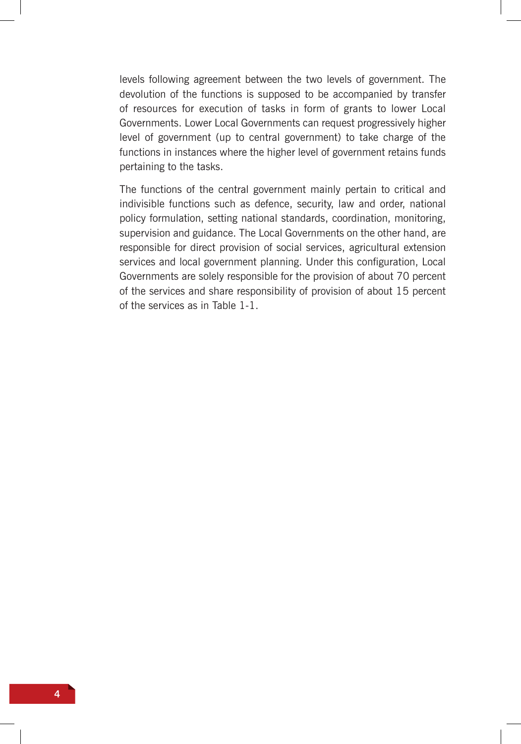levels following agreement between the two levels of government. The devolution of the functions is supposed to be accompanied by transfer of resources for execution of tasks in form of grants to lower Local Governments. Lower Local Governments can request progressively higher level of government (up to central government) to take charge of the functions in instances where the higher level of government retains funds pertaining to the tasks.

The functions of the central government mainly pertain to critical and indivisible functions such as defence, security, law and order, national policy formulation, setting national standards, coordination, monitoring, supervision and guidance. The Local Governments on the other hand, are responsible for direct provision of social services, agricultural extension services and local government planning. Under this configuration, Local Governments are solely responsible for the provision of about 70 percent of the services and share responsibility of provision of about 15 percent of the services as in Table 1-1.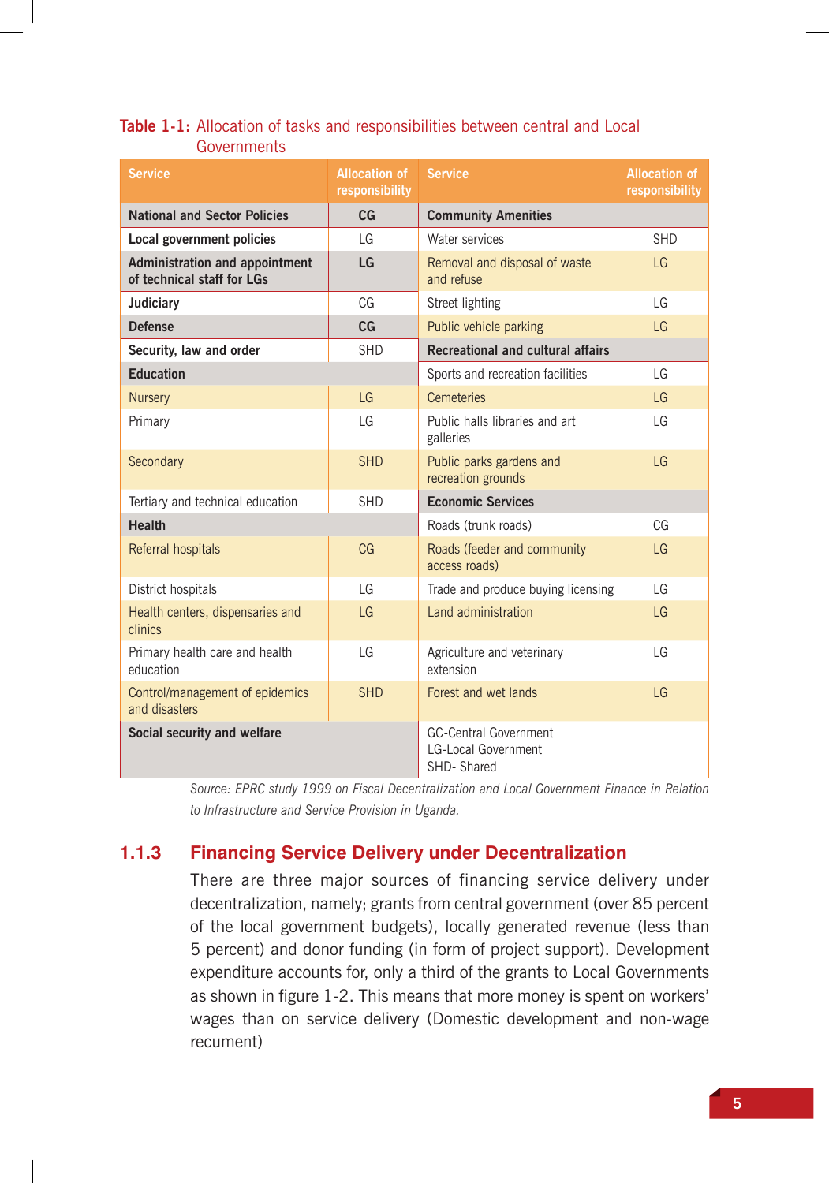**Table 1-1:** Allocation of tasks and responsibilities between central and Local Governments

| Service | Allocation of responsibility | Service | Allocation of responsibility |
|---|---|---|---|
| **National and Sector Policies** | **CG** | **Community Amenities** | |
| **Local government policies** | LG | Water services | SHD |
| **Administration and appointment of technical staff for LGs** | **LG** | Removal and disposal of waste and refuse | LG |
| **Judiciary** | CG | Street lighting | LG |
| **Defense** | **CG** | Public vehicle parking | LG |
| **Security, law and order** | SHD | **Recreational and cultural affairs** | |
| **Education** | | Sports and recreation facilities | LG |
| Nursery | LG | Cemeteries | LG |
| Primary | LG | Public halls libraries and art galleries | LG |
| Secondary | SHD | Public parks gardens and recreation grounds | LG |
| Tertiary and technical education | SHD | **Economic Services** | |
| **Health** | | Roads (trunk roads) | CG |
| Referral hospitals | CG | Roads (feeder and community access roads) | LG |
| District hospitals | LG | Trade and produce buying licensing | LG |
| Health centers, dispensaries and clinics | LG | Land administration | LG |
| Primary health care and health education | LG | Agriculture and veterinary extension | LG |
| Control/management of epidemics and disasters | SHD | Forest and wet lands | LG |
| **Social security and welfare** | | GC-Central Government<br>LG-Local Government<br>SHD- Shared | |

*Source: EPRC study 1999 on Fiscal Decentralization and Local Government Finance in Relation to Infrastructure and Service Provision in Uganda.*

### 1.1.3 Financing Service Delivery under Decentralization

There are three major sources of financing service delivery under decentralization, namely; grants from central government (over 85 percent of the local government budgets), locally generated revenue (less than 5 percent) and donor funding (in form of project support). Development expenditure accounts for, only a third of the grants to Local Governments as shown in figure 1-2. This means that more money is spent on workers' wages than on service delivery (Domestic development and non-wage recument)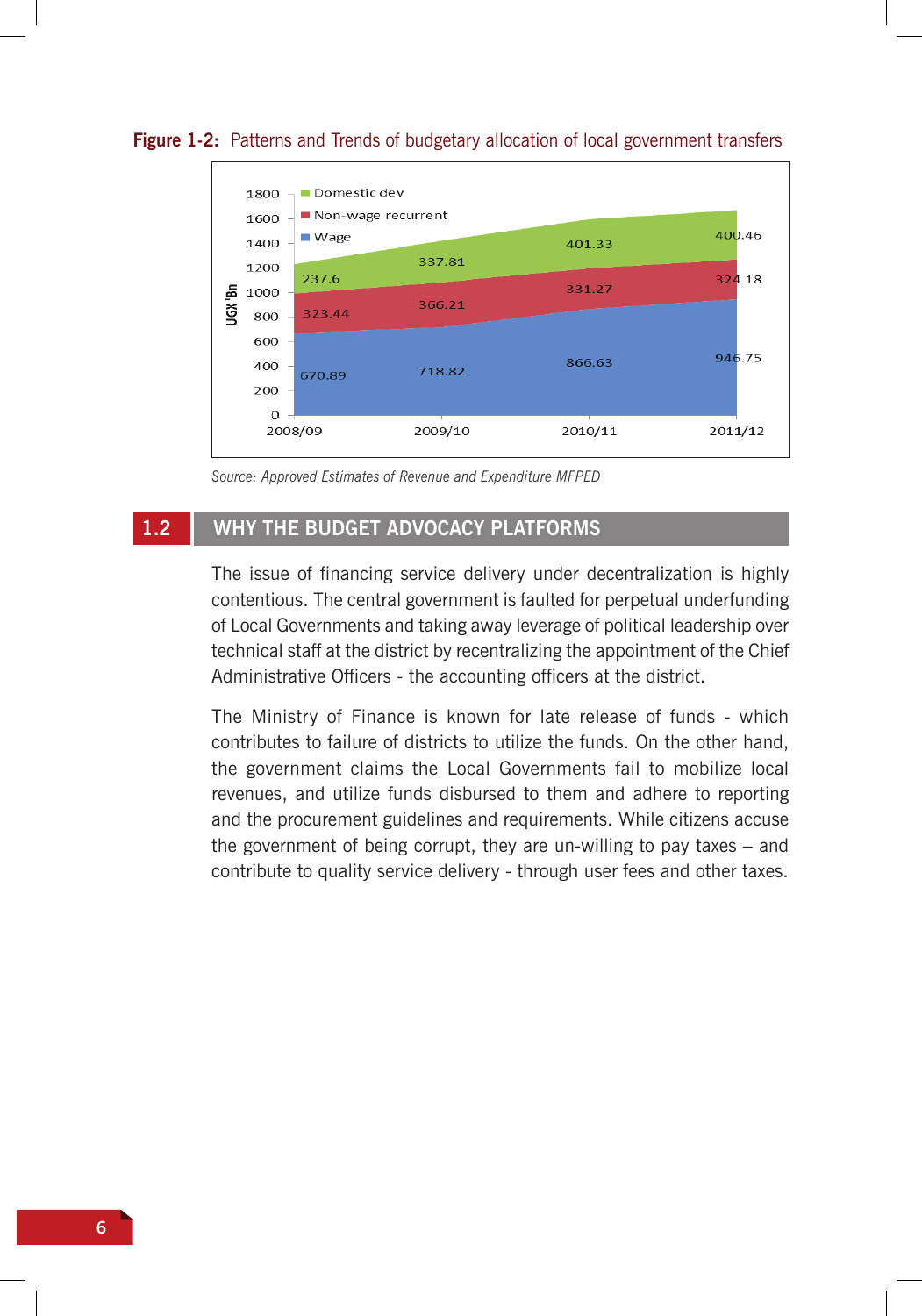**Figure 1-2:** Patterns and Trends of budgetary allocation of local government transfers

| UGX 'Bn | 2008/09 | 2009/10 | 2010/11 | 2011/12 |
|---|---|---|---|---|
| Domestic dev | 237.6 | 337.81 | 401.33 | 400.46 |
| Non-wage recurrent | 323.44 | 366.21 | 331.27 | 324.18 |
| Wage | 670.89 | 718.82 | 866.63 | 946.75 |

*Source: Approved Estimates of Revenue and Expenditure MFPED*

## 1.2 WHY THE BUDGET ADVOCACY PLATFORMS

The issue of financing service delivery under decentralization is highly contentious. The central government is faulted for perpetual underfunding of Local Governments and taking away leverage of political leadership over technical staff at the district by recentralizing the appointment of the Chief Administrative Officers - the accounting officers at the district.

The Ministry of Finance is known for late release of funds - which contributes to failure of districts to utilize the funds. On the other hand, the government claims the Local Governments fail to mobilize local revenues, and utilize funds disbursed to them and adhere to reporting and the procurement guidelines and requirements. While citizens accuse the government of being corrupt, they are un-willing to pay taxes – and contribute to quality service delivery - through user fees and other taxes.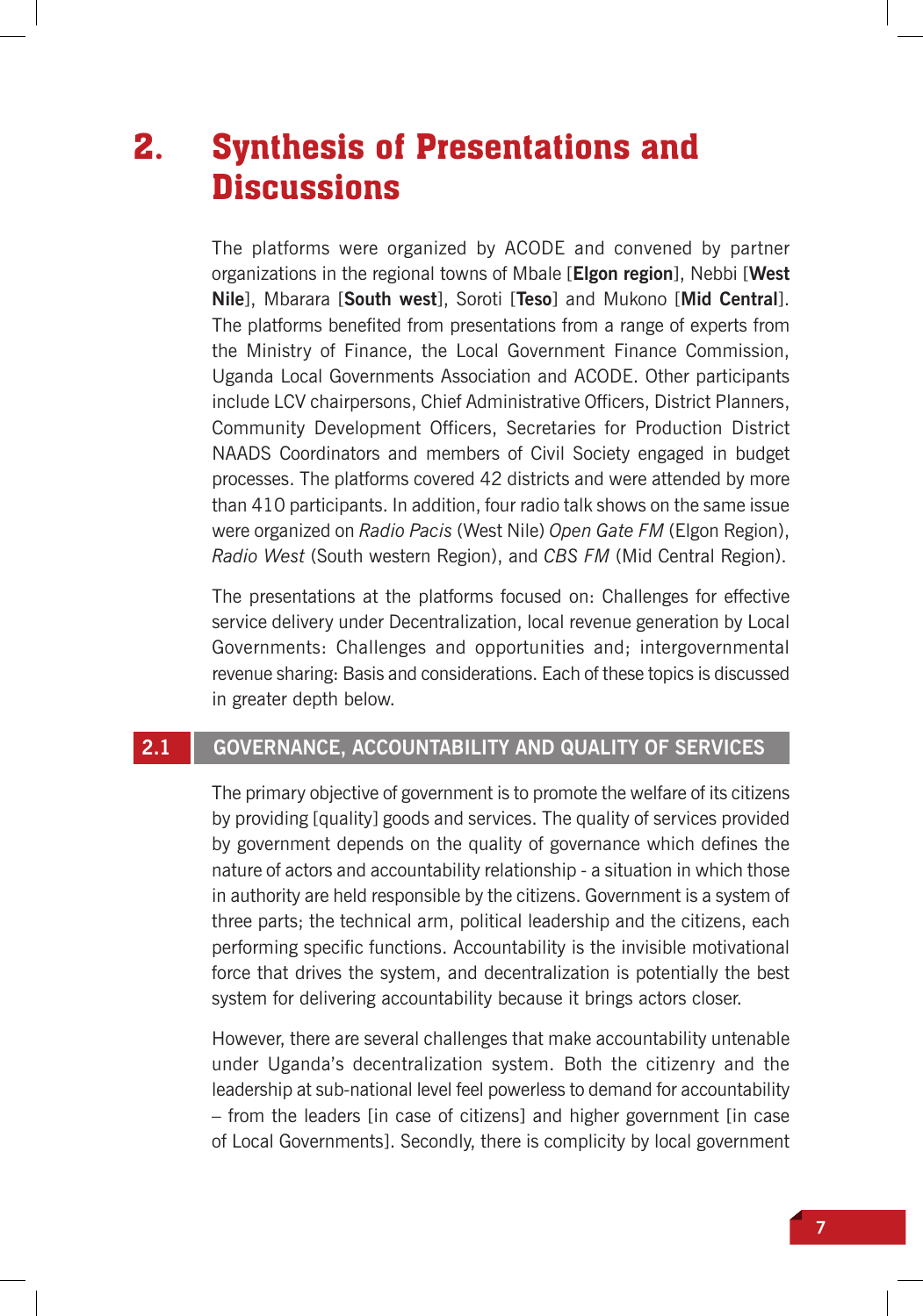# 2. Synthesis of Presentations and Discussions

The platforms were organized by ACODE and convened by partner organizations in the regional towns of Mbale [**Elgon region**], Nebbi [**West Nile**], Mbarara [**South west**], Soroti [**Teso**] and Mukono [**Mid Central**]. The platforms benefited from presentations from a range of experts from the Ministry of Finance, the Local Government Finance Commission, Uganda Local Governments Association and ACODE. Other participants include LCV chairpersons, Chief Administrative Officers, District Planners, Community Development Officers, Secretaries for Production District NAADS Coordinators and members of Civil Society engaged in budget processes. The platforms covered 42 districts and were attended by more than 410 participants. In addition, four radio talk shows on the same issue were organized on *Radio Pacis* (West Nile) *Open Gate FM* (Elgon Region), *Radio West* (South western Region), and *CBS FM* (Mid Central Region).

The presentations at the platforms focused on: Challenges for effective service delivery under Decentralization, local revenue generation by Local Governments: Challenges and opportunities and; intergovernmental revenue sharing: Basis and considerations. Each of these topics is discussed in greater depth below.

## 2.1 GOVERNANCE, ACCOUNTABILITY AND QUALITY OF SERVICES

The primary objective of government is to promote the welfare of its citizens by providing [quality] goods and services. The quality of services provided by government depends on the quality of governance which defines the nature of actors and accountability relationship - a situation in which those in authority are held responsible by the citizens. Government is a system of three parts; the technical arm, political leadership and the citizens, each performing specific functions. Accountability is the invisible motivational force that drives the system, and decentralization is potentially the best system for delivering accountability because it brings actors closer.

However, there are several challenges that make accountability untenable under Uganda's decentralization system. Both the citizenry and the leadership at sub-national level feel powerless to demand for accountability – from the leaders [in case of citizens] and higher government [in case of Local Governments]. Secondly, there is complicity by local government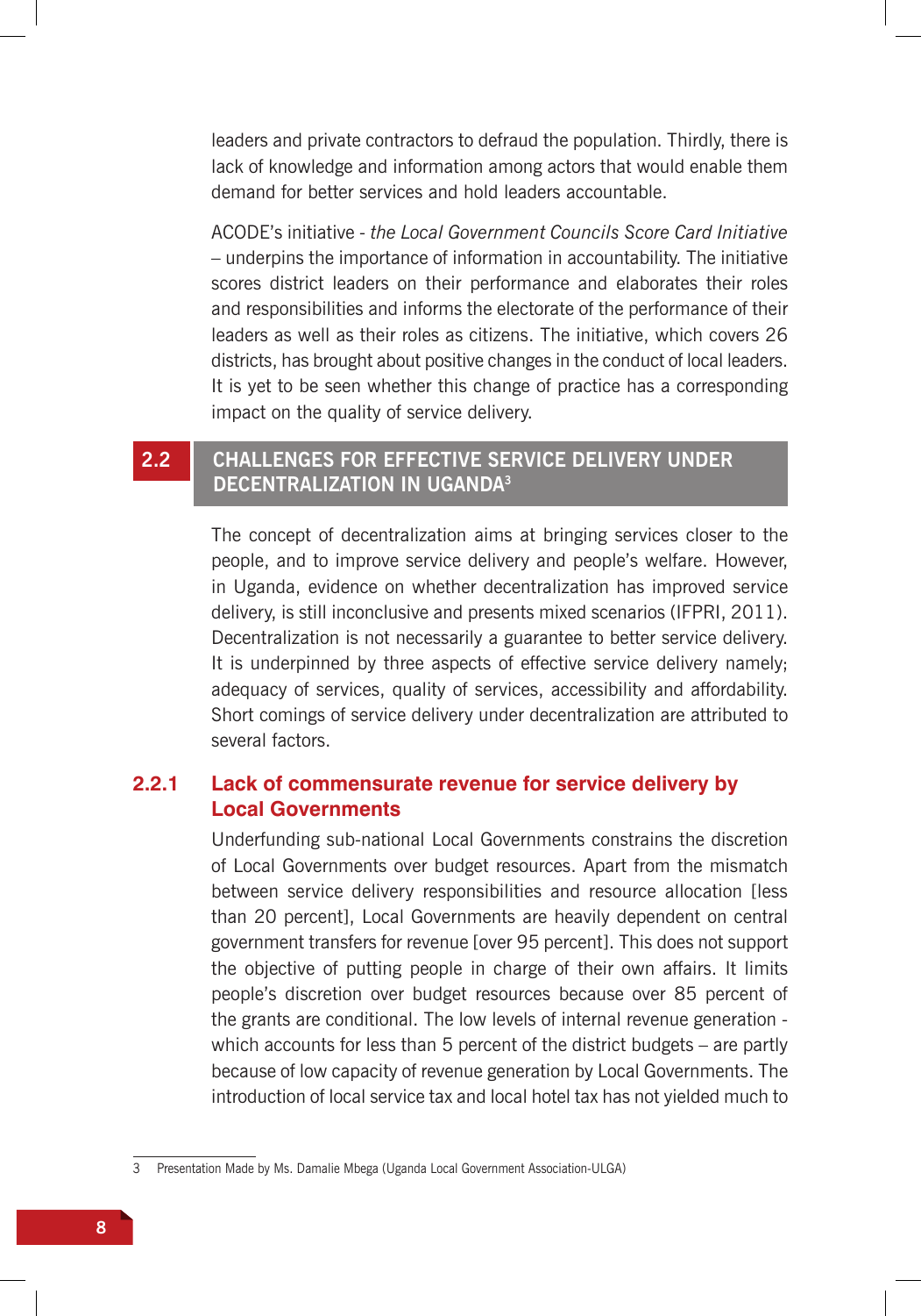leaders and private contractors to defraud the population. Thirdly, there is lack of knowledge and information among actors that would enable them demand for better services and hold leaders accountable.

ACODE's initiative - *the Local Government Councils Score Card Initiative* – underpins the importance of information in accountability. The initiative scores district leaders on their performance and elaborates their roles and responsibilities and informs the electorate of the performance of their leaders as well as their roles as citizens. The initiative, which covers 26 districts, has brought about positive changes in the conduct of local leaders. It is yet to be seen whether this change of practice has a corresponding impact on the quality of service delivery.

## 2.2 CHALLENGES FOR EFFECTIVE SERVICE DELIVERY UNDER DECENTRALIZATION IN UGANDA[3]

The concept of decentralization aims at bringing services closer to the people, and to improve service delivery and people's welfare. However, in Uganda, evidence on whether decentralization has improved service delivery, is still inconclusive and presents mixed scenarios (IFPRI, 2011). Decentralization is not necessarily a guarantee to better service delivery. It is underpinned by three aspects of effective service delivery namely; adequacy of services, quality of services, accessibility and affordability. Short comings of service delivery under decentralization are attributed to several factors.

### 2.2.1 Lack of commensurate revenue for service delivery by Local Governments

Underfunding sub-national Local Governments constrains the discretion of Local Governments over budget resources. Apart from the mismatch between service delivery responsibilities and resource allocation [less than 20 percent], Local Governments are heavily dependent on central government transfers for revenue [over 95 percent]. This does not support the objective of putting people in charge of their own affairs. It limits people's discretion over budget resources because over 85 percent of the grants are conditional. The low levels of internal revenue generation - which accounts for less than 5 percent of the district budgets – are partly because of low capacity of revenue generation by Local Governments. The introduction of local service tax and local hotel tax has not yielded much to

---

3 Presentation Made by Ms. Damalie Mbega (Uganda Local Government Association-ULGA)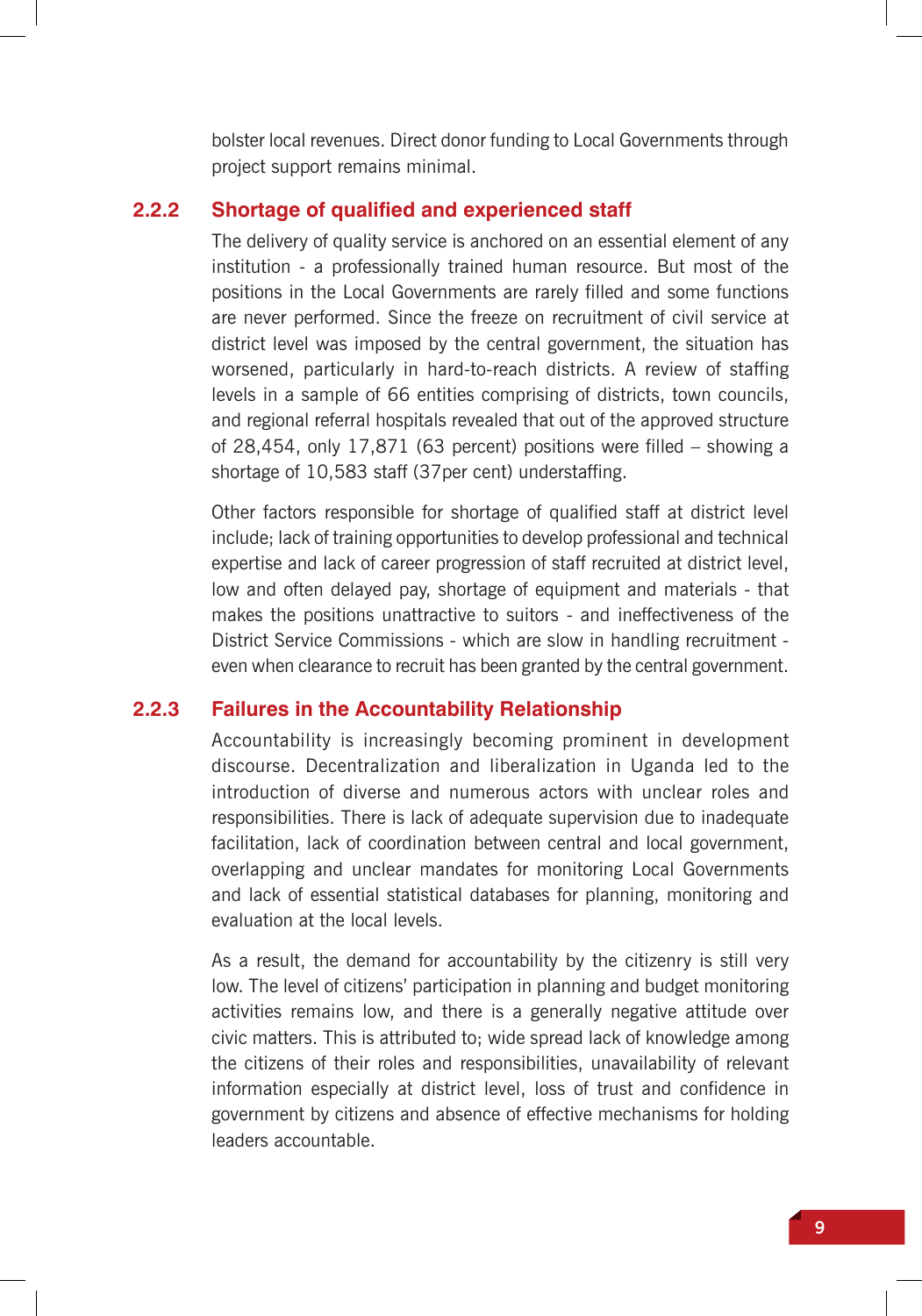bolster local revenues. Direct donor funding to Local Governments through project support remains minimal.

### 2.2.2 Shortage of qualified and experienced staff

The delivery of quality service is anchored on an essential element of any institution - a professionally trained human resource. But most of the positions in the Local Governments are rarely filled and some functions are never performed. Since the freeze on recruitment of civil service at district level was imposed by the central government, the situation has worsened, particularly in hard-to-reach districts. A review of staffing levels in a sample of 66 entities comprising of districts, town councils, and regional referral hospitals revealed that out of the approved structure of 28,454, only 17,871 (63 percent) positions were filled – showing a shortage of 10,583 staff (37per cent) understaffing.

Other factors responsible for shortage of qualified staff at district level include; lack of training opportunities to develop professional and technical expertise and lack of career progression of staff recruited at district level, low and often delayed pay, shortage of equipment and materials - that makes the positions unattractive to suitors - and ineffectiveness of the District Service Commissions - which are slow in handling recruitment - even when clearance to recruit has been granted by the central government.

### 2.2.3 Failures in the Accountability Relationship

Accountability is increasingly becoming prominent in development discourse. Decentralization and liberalization in Uganda led to the introduction of diverse and numerous actors with unclear roles and responsibilities. There is lack of adequate supervision due to inadequate facilitation, lack of coordination between central and local government, overlapping and unclear mandates for monitoring Local Governments and lack of essential statistical databases for planning, monitoring and evaluation at the local levels.

As a result, the demand for accountability by the citizenry is still very low. The level of citizens' participation in planning and budget monitoring activities remains low, and there is a generally negative attitude over civic matters. This is attributed to; wide spread lack of knowledge among the citizens of their roles and responsibilities, unavailability of relevant information especially at district level, loss of trust and confidence in government by citizens and absence of effective mechanisms for holding leaders accountable.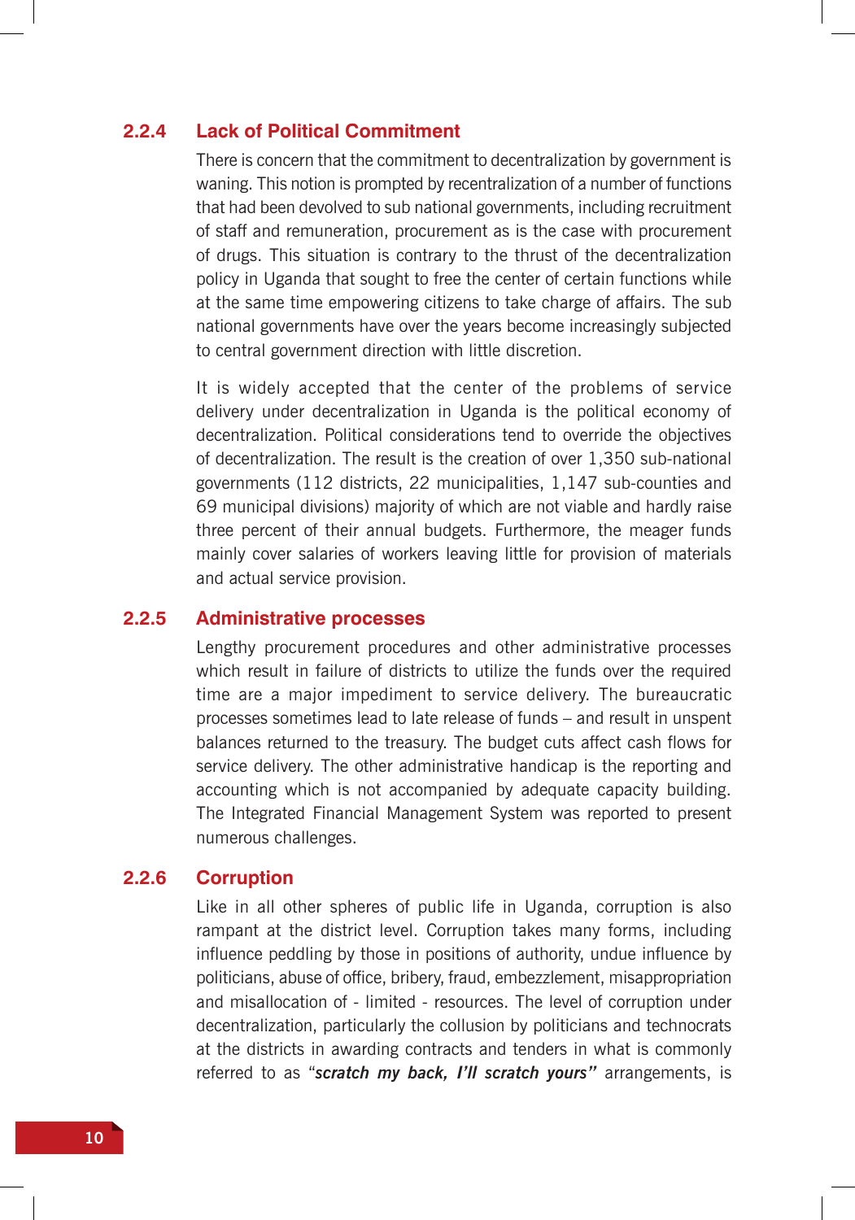### 2.2.4 Lack of Political Commitment

There is concern that the commitment to decentralization by government is waning. This notion is prompted by recentralization of a number of functions that had been devolved to sub national governments, including recruitment of staff and remuneration, procurement as is the case with procurement of drugs. This situation is contrary to the thrust of the decentralization policy in Uganda that sought to free the center of certain functions while at the same time empowering citizens to take charge of affairs. The sub national governments have over the years become increasingly subjected to central government direction with little discretion.

It is widely accepted that the center of the problems of service delivery under decentralization in Uganda is the political economy of decentralization. Political considerations tend to override the objectives of decentralization. The result is the creation of over 1,350 sub-national governments (112 districts, 22 municipalities, 1,147 sub-counties and 69 municipal divisions) majority of which are not viable and hardly raise three percent of their annual budgets. Furthermore, the meager funds mainly cover salaries of workers leaving little for provision of materials and actual service provision.

### 2.2.5 Administrative processes

Lengthy procurement procedures and other administrative processes which result in failure of districts to utilize the funds over the required time are a major impediment to service delivery. The bureaucratic processes sometimes lead to late release of funds – and result in unspent balances returned to the treasury. The budget cuts affect cash flows for service delivery. The other administrative handicap is the reporting and accounting which is not accompanied by adequate capacity building. The Integrated Financial Management System was reported to present numerous challenges.

### 2.2.6 Corruption

Like in all other spheres of public life in Uganda, corruption is also rampant at the district level. Corruption takes many forms, including influence peddling by those in positions of authority, undue influence by politicians, abuse of office, bribery, fraud, embezzlement, misappropriation and misallocation of - limited - resources. The level of corruption under decentralization, particularly the collusion by politicians and technocrats at the districts in awarding contracts and tenders in what is commonly referred to as "***scratch my back, I'll scratch yours"*** arrangements, is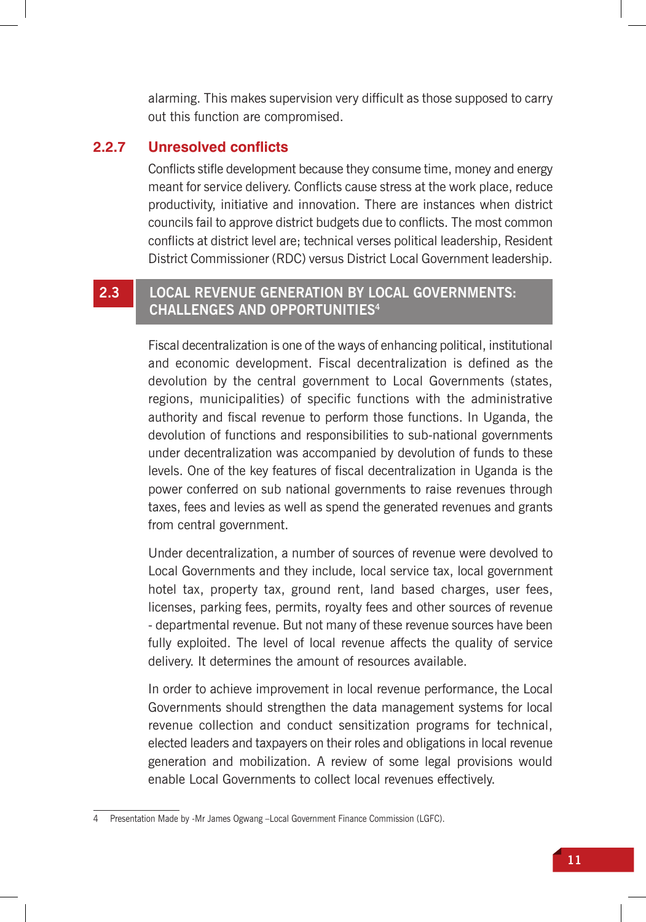alarming. This makes supervision very difficult as those supposed to carry out this function are compromised.

### 2.2.7 Unresolved conflicts

Conflicts stifle development because they consume time, money and energy meant for service delivery. Conflicts cause stress at the work place, reduce productivity, initiative and innovation. There are instances when district councils fail to approve district budgets due to conflicts. The most common conflicts at district level are; technical verses political leadership, Resident District Commissioner (RDC) versus District Local Government leadership.

## 2.3 LOCAL REVENUE GENERATION BY LOCAL GOVERNMENTS: CHALLENGES AND OPPORTUNITIES[4]

Fiscal decentralization is one of the ways of enhancing political, institutional and economic development. Fiscal decentralization is defined as the devolution by the central government to Local Governments (states, regions, municipalities) of specific functions with the administrative authority and fiscal revenue to perform those functions. In Uganda, the devolution of functions and responsibilities to sub-national governments under decentralization was accompanied by devolution of funds to these levels. One of the key features of fiscal decentralization in Uganda is the power conferred on sub national governments to raise revenues through taxes, fees and levies as well as spend the generated revenues and grants from central government.

Under decentralization, a number of sources of revenue were devolved to Local Governments and they include, local service tax, local government hotel tax, property tax, ground rent, land based charges, user fees, licenses, parking fees, permits, royalty fees and other sources of revenue - departmental revenue. But not many of these revenue sources have been fully exploited. The level of local revenue affects the quality of service delivery. It determines the amount of resources available.

In order to achieve improvement in local revenue performance, the Local Governments should strengthen the data management systems for local revenue collection and conduct sensitization programs for technical, elected leaders and taxpayers on their roles and obligations in local revenue generation and mobilization. A review of some legal provisions would enable Local Governments to collect local revenues effectively.

---

4 Presentation Made by -Mr James Ogwang –Local Government Finance Commission (LGFC).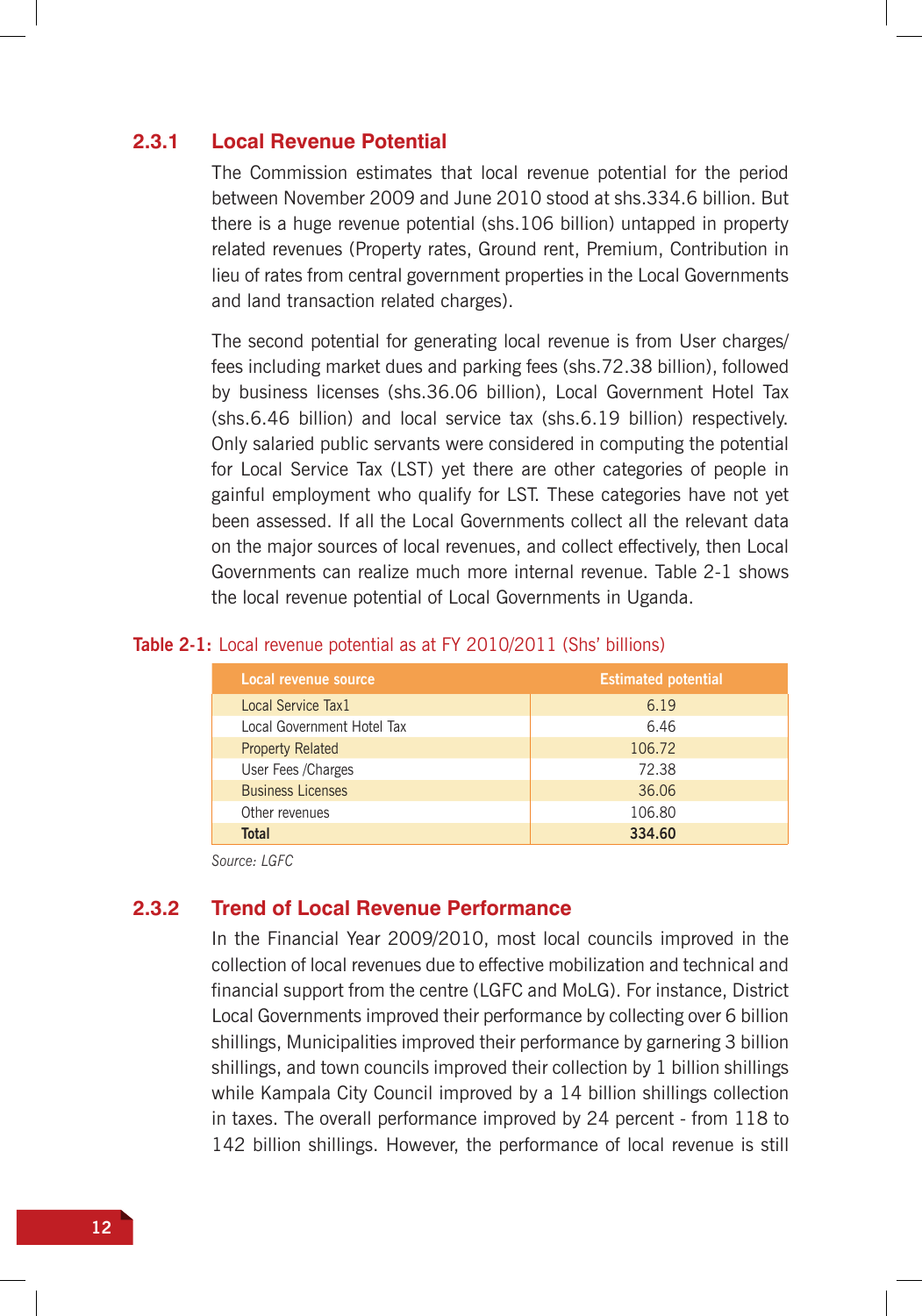### 2.3.1 Local Revenue Potential

The Commission estimates that local revenue potential for the period between November 2009 and June 2010 stood at shs.334.6 billion. But there is a huge revenue potential (shs.106 billion) untapped in property related revenues (Property rates, Ground rent, Premium, Contribution in lieu of rates from central government properties in the Local Governments and land transaction related charges).

The second potential for generating local revenue is from User charges/ fees including market dues and parking fees (shs.72.38 billion), followed by business licenses (shs.36.06 billion), Local Government Hotel Tax (shs.6.46 billion) and local service tax (shs.6.19 billion) respectively. Only salaried public servants were considered in computing the potential for Local Service Tax (LST) yet there are other categories of people in gainful employment who qualify for LST. These categories have not yet been assessed. If all the Local Governments collect all the relevant data on the major sources of local revenues, and collect effectively, then Local Governments can realize much more internal revenue. Table 2-1 shows the local revenue potential of Local Governments in Uganda.

**Table 2-1:** Local revenue potential as at FY 2010/2011 (Shs' billions)

| Local revenue source | Estimated potential |
|---|---|
| Local Service Tax1 | 6.19 |
| Local Government Hotel Tax | 6.46 |
| Property Related | 106.72 |
| User Fees /Charges | 72.38 |
| Business Licenses | 36.06 |
| Other revenues | 106.80 |
| **Total** | **334.60** |

*Source: LGFC*

### 2.3.2 Trend of Local Revenue Performance

In the Financial Year 2009/2010, most local councils improved in the collection of local revenues due to effective mobilization and technical and financial support from the centre (LGFC and MoLG). For instance, District Local Governments improved their performance by collecting over 6 billion shillings, Municipalities improved their performance by garnering 3 billion shillings, and town councils improved their collection by 1 billion shillings while Kampala City Council improved by a 14 billion shillings collection in taxes. The overall performance improved by 24 percent - from 118 to 142 billion shillings. However, the performance of local revenue is still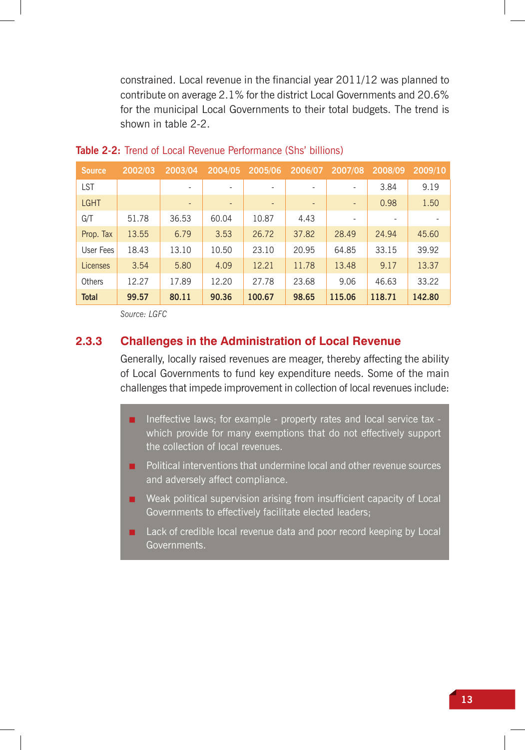constrained. Local revenue in the financial year 2011/12 was planned to contribute on average 2.1% for the district Local Governments and 20.6% for the municipal Local Governments to their total budgets. The trend is shown in table 2-2.

**Table 2-2:** Trend of Local Revenue Performance (Shs' billions)

| Source | 2002/03 | 2003/04 | 2004/05 | 2005/06 | 2006/07 | 2007/08 | 2008/09 | 2009/10 |
|---|---|---|---|---|---|---|---|---|
| LST | | - | - | - | - | - | 3.84 | 9.19 |
| LGHT | | - | - | - | - | - | 0.98 | 1.50 |
| G/T | 51.78 | 36.53 | 60.04 | 10.87 | 4.43 | - | - | - |
| Prop. Tax | 13.55 | 6.79 | 3.53 | 26.72 | 37.82 | 28.49 | 24.94 | 45.60 |
| User Fees | 18.43 | 13.10 | 10.50 | 23.10 | 20.95 | 64.85 | 33.15 | 39.92 |
| Licenses | 3.54 | 5.80 | 4.09 | 12.21 | 11.78 | 13.48 | 9.17 | 13.37 |
| Others | 12.27 | 17.89 | 12.20 | 27.78 | 23.68 | 9.06 | 46.63 | 33.22 |
| **Total** | **99.57** | **80.11** | **90.36** | **100.67** | **98.65** | **115.06** | **118.71** | **142.80** |

*Source: LGFC*

### 2.3.3 Challenges in the Administration of Local Revenue

Generally, locally raised revenues are meager, thereby affecting the ability of Local Governments to fund key expenditure needs. Some of the main challenges that impede improvement in collection of local revenues include:

- Ineffective laws; for example - property rates and local service tax - which provide for many exemptions that do not effectively support the collection of local revenues.
- Political interventions that undermine local and other revenue sources and adversely affect compliance.
- Weak political supervision arising from insufficient capacity of Local Governments to effectively facilitate elected leaders;
- Lack of credible local revenue data and poor record keeping by Local Governments.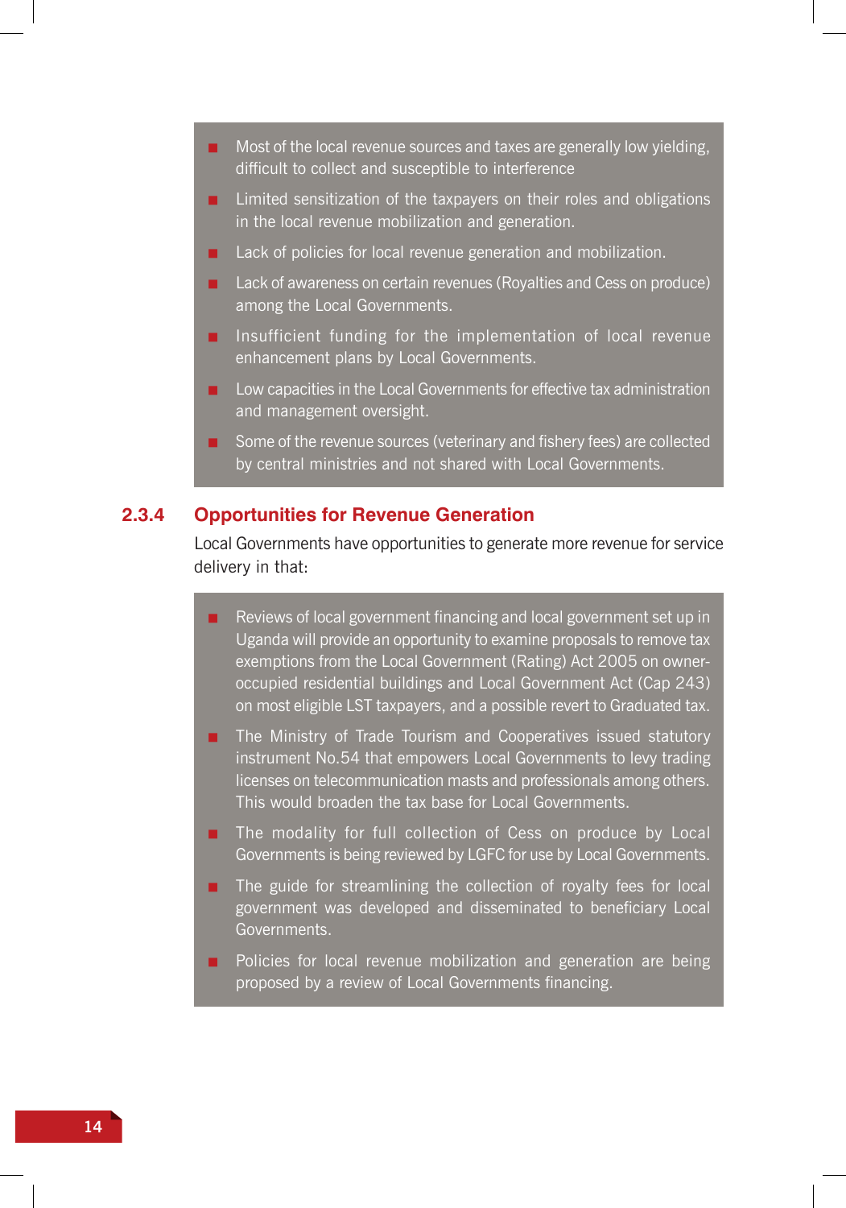- Most of the local revenue sources and taxes are generally low yielding, difficult to collect and susceptible to interference
- Limited sensitization of the taxpayers on their roles and obligations in the local revenue mobilization and generation.
- Lack of policies for local revenue generation and mobilization.
- Lack of awareness on certain revenues (Royalties and Cess on produce) among the Local Governments.
- Insufficient funding for the implementation of local revenue enhancement plans by Local Governments.
- Low capacities in the Local Governments for effective tax administration and management oversight.
- Some of the revenue sources (veterinary and fishery fees) are collected by central ministries and not shared with Local Governments.

### 2.3.4 Opportunities for Revenue Generation

Local Governments have opportunities to generate more revenue for service delivery in that:

- Reviews of local government financing and local government set up in Uganda will provide an opportunity to examine proposals to remove tax exemptions from the Local Government (Rating) Act 2005 on owner-occupied residential buildings and Local Government Act (Cap 243) on most eligible LST taxpayers, and a possible revert to Graduated tax.
- The Ministry of Trade Tourism and Cooperatives issued statutory instrument No.54 that empowers Local Governments to levy trading licenses on telecommunication masts and professionals among others. This would broaden the tax base for Local Governments.
- The modality for full collection of Cess on produce by Local Governments is being reviewed by LGFC for use by Local Governments.
- The guide for streamlining the collection of royalty fees for local government was developed and disseminated to beneficiary Local Governments.
- Policies for local revenue mobilization and generation are being proposed by a review of Local Governments financing.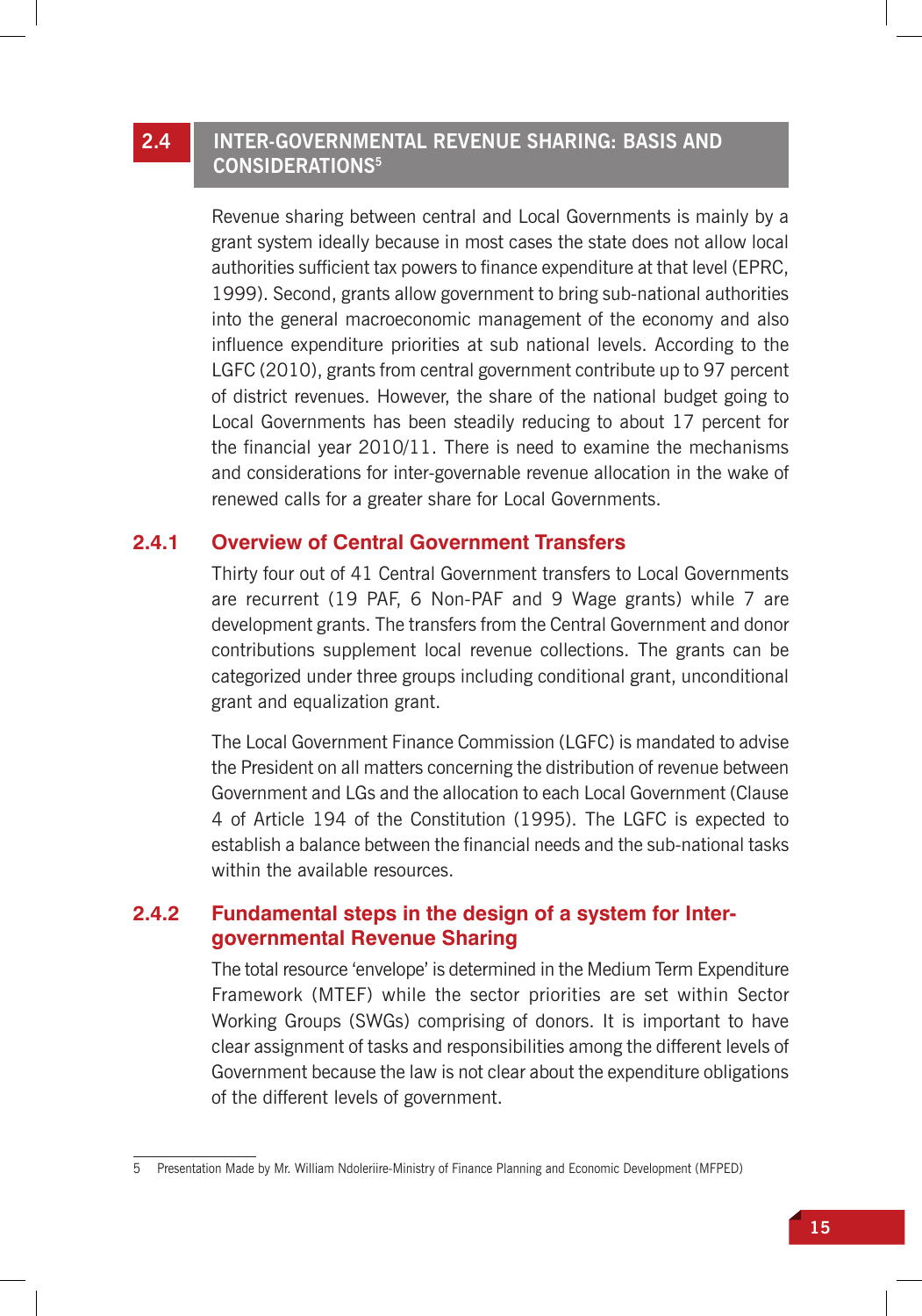## 2.4 INTER-GOVERNMENTAL REVENUE SHARING: BASIS AND CONSIDERATIONS[5]

Revenue sharing between central and Local Governments is mainly by a grant system ideally because in most cases the state does not allow local authorities sufficient tax powers to finance expenditure at that level (EPRC, 1999). Second, grants allow government to bring sub-national authorities into the general macroeconomic management of the economy and also influence expenditure priorities at sub national levels. According to the LGFC (2010), grants from central government contribute up to 97 percent of district revenues. However, the share of the national budget going to Local Governments has been steadily reducing to about 17 percent for the financial year 2010/11. There is need to examine the mechanisms and considerations for inter-governable revenue allocation in the wake of renewed calls for a greater share for Local Governments.

### 2.4.1 Overview of Central Government Transfers

Thirty four out of 41 Central Government transfers to Local Governments are recurrent (19 PAF, 6 Non-PAF and 9 Wage grants) while 7 are development grants. The transfers from the Central Government and donor contributions supplement local revenue collections. The grants can be categorized under three groups including conditional grant, unconditional grant and equalization grant.

The Local Government Finance Commission (LGFC) is mandated to advise the President on all matters concerning the distribution of revenue between Government and LGs and the allocation to each Local Government (Clause 4 of Article 194 of the Constitution (1995). The LGFC is expected to establish a balance between the financial needs and the sub-national tasks within the available resources.

### 2.4.2 Fundamental steps in the design of a system for Inter-governmental Revenue Sharing

The total resource 'envelope' is determined in the Medium Term Expenditure Framework (MTEF) while the sector priorities are set within Sector Working Groups (SWGs) comprising of donors. It is important to have clear assignment of tasks and responsibilities among the different levels of Government because the law is not clear about the expenditure obligations of the different levels of government.

---

5 Presentation Made by Mr. William Ndoleriire-Ministry of Finance Planning and Economic Development (MFPED)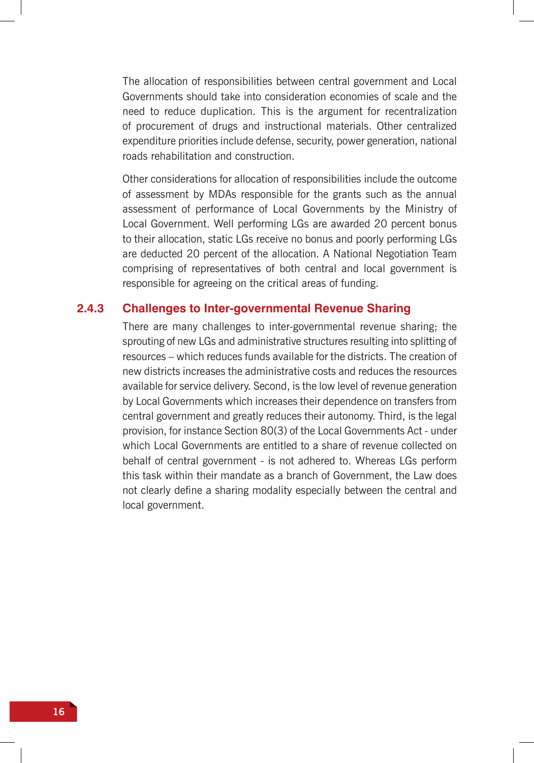The allocation of responsibilities between central government and Local Governments should take into consideration economies of scale and the need to reduce duplication. This is the argument for recentralization of procurement of drugs and instructional materials. Other centralized expenditure priorities include defense, security, power generation, national roads rehabilitation and construction.

Other considerations for allocation of responsibilities include the outcome of assessment by MDAs responsible for the grants such as the annual assessment of performance of Local Governments by the Ministry of Local Government. Well performing LGs are awarded 20 percent bonus to their allocation, static LGs receive no bonus and poorly performing LGs are deducted 20 percent of the allocation. A National Negotiation Team comprising of representatives of both central and local government is responsible for agreeing on the critical areas of funding.

### 2.4.3 Challenges to Inter-governmental Revenue Sharing

There are many challenges to inter-governmental revenue sharing; the sprouting of new LGs and administrative structures resulting into splitting of resources – which reduces funds available for the districts. The creation of new districts increases the administrative costs and reduces the resources available for service delivery. Second, is the low level of revenue generation by Local Governments which increases their dependence on transfers from central government and greatly reduces their autonomy. Third, is the legal provision, for instance Section 80(3) of the Local Governments Act - under which Local Governments are entitled to a share of revenue collected on behalf of central government - is not adhered to. Whereas LGs perform this task within their mandate as a branch of Government, the Law does not clearly define a sharing modality especially between the central and local government.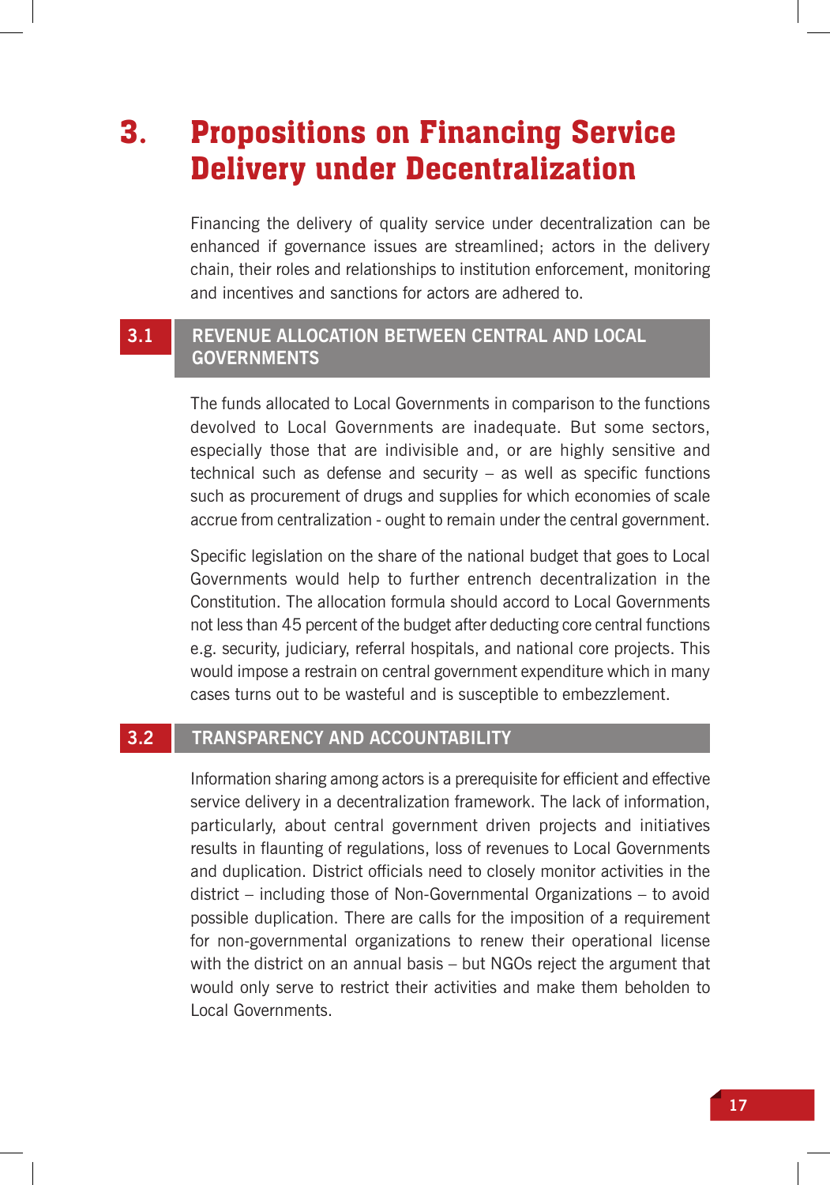# 3. Propositions on Financing Service Delivery under Decentralization

Financing the delivery of quality service under decentralization can be enhanced if governance issues are streamlined; actors in the delivery chain, their roles and relationships to institution enforcement, monitoring and incentives and sanctions for actors are adhered to.

## 3.1 REVENUE ALLOCATION BETWEEN CENTRAL AND LOCAL GOVERNMENTS

The funds allocated to Local Governments in comparison to the functions devolved to Local Governments are inadequate. But some sectors, especially those that are indivisible and, or are highly sensitive and technical such as defense and security – as well as specific functions such as procurement of drugs and supplies for which economies of scale accrue from centralization - ought to remain under the central government.

Specific legislation on the share of the national budget that goes to Local Governments would help to further entrench decentralization in the Constitution. The allocation formula should accord to Local Governments not less than 45 percent of the budget after deducting core central functions e.g. security, judiciary, referral hospitals, and national core projects. This would impose a restrain on central government expenditure which in many cases turns out to be wasteful and is susceptible to embezzlement.

## 3.2 TRANSPARENCY AND ACCOUNTABILITY

Information sharing among actors is a prerequisite for efficient and effective service delivery in a decentralization framework. The lack of information, particularly, about central government driven projects and initiatives results in flaunting of regulations, loss of revenues to Local Governments and duplication. District officials need to closely monitor activities in the district – including those of Non-Governmental Organizations – to avoid possible duplication. There are calls for the imposition of a requirement for non-governmental organizations to renew their operational license with the district on an annual basis – but NGOs reject the argument that would only serve to restrict their activities and make them beholden to Local Governments.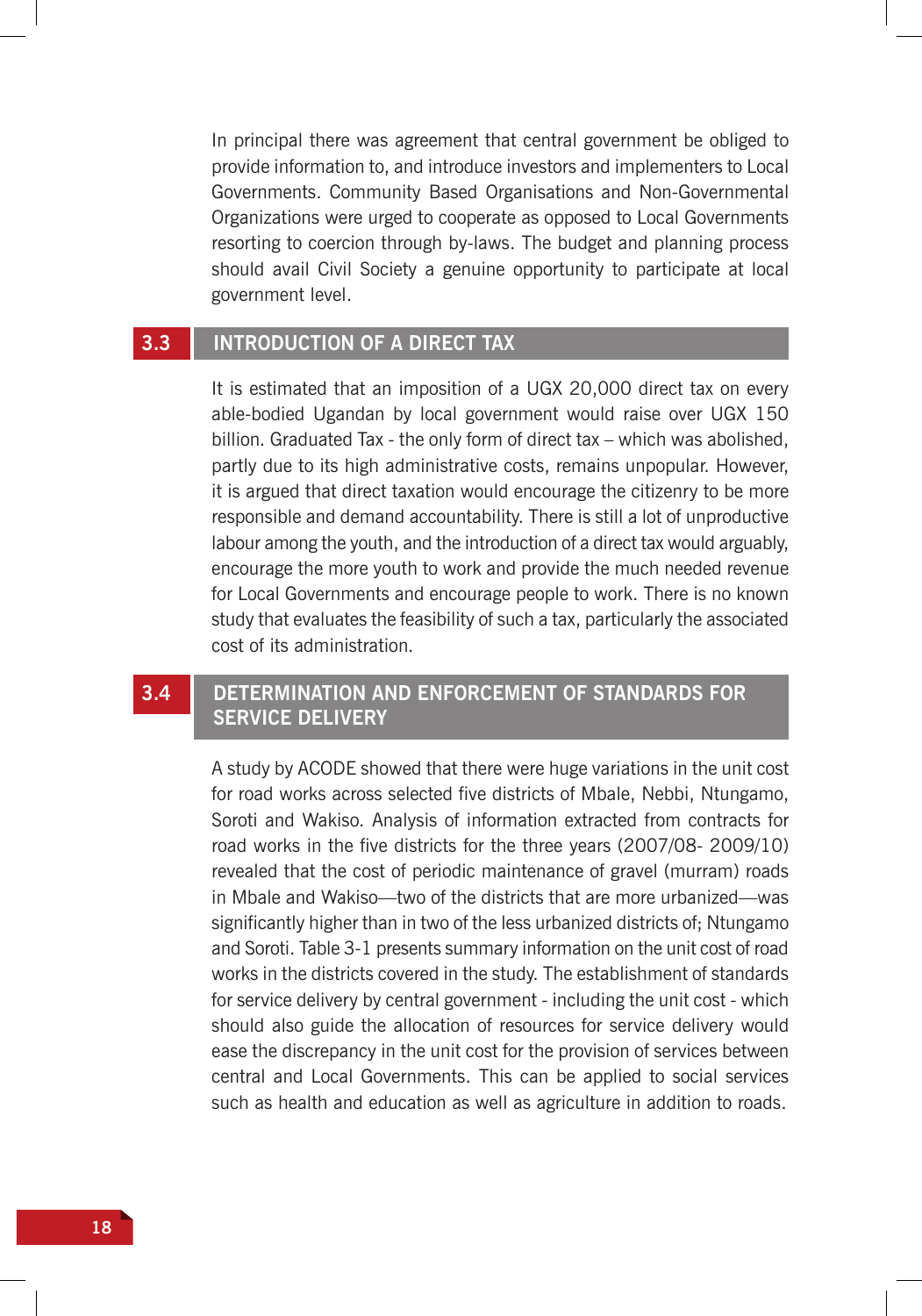In principal there was agreement that central government be obliged to provide information to, and introduce investors and implementers to Local Governments. Community Based Organisations and Non-Governmental Organizations were urged to cooperate as opposed to Local Governments resorting to coercion through by-laws. The budget and planning process should avail Civil Society a genuine opportunity to participate at local government level.

## 3.3 INTRODUCTION OF A DIRECT TAX

It is estimated that an imposition of a UGX 20,000 direct tax on every able-bodied Ugandan by local government would raise over UGX 150 billion. Graduated Tax - the only form of direct tax – which was abolished, partly due to its high administrative costs, remains unpopular. However, it is argued that direct taxation would encourage the citizenry to be more responsible and demand accountability. There is still a lot of unproductive labour among the youth, and the introduction of a direct tax would arguably, encourage the more youth to work and provide the much needed revenue for Local Governments and encourage people to work. There is no known study that evaluates the feasibility of such a tax, particularly the associated cost of its administration.

## 3.4 DETERMINATION AND ENFORCEMENT OF STANDARDS FOR SERVICE DELIVERY

A study by ACODE showed that there were huge variations in the unit cost for road works across selected five districts of Mbale, Nebbi, Ntungamo, Soroti and Wakiso. Analysis of information extracted from contracts for road works in the five districts for the three years (2007/08- 2009/10) revealed that the cost of periodic maintenance of gravel (murram) roads in Mbale and Wakiso—two of the districts that are more urbanized—was significantly higher than in two of the less urbanized districts of; Ntungamo and Soroti. Table 3-1 presents summary information on the unit cost of road works in the districts covered in the study. The establishment of standards for service delivery by central government - including the unit cost - which should also guide the allocation of resources for service delivery would ease the discrepancy in the unit cost for the provision of services between central and Local Governments. This can be applied to social services such as health and education as well as agriculture in addition to roads.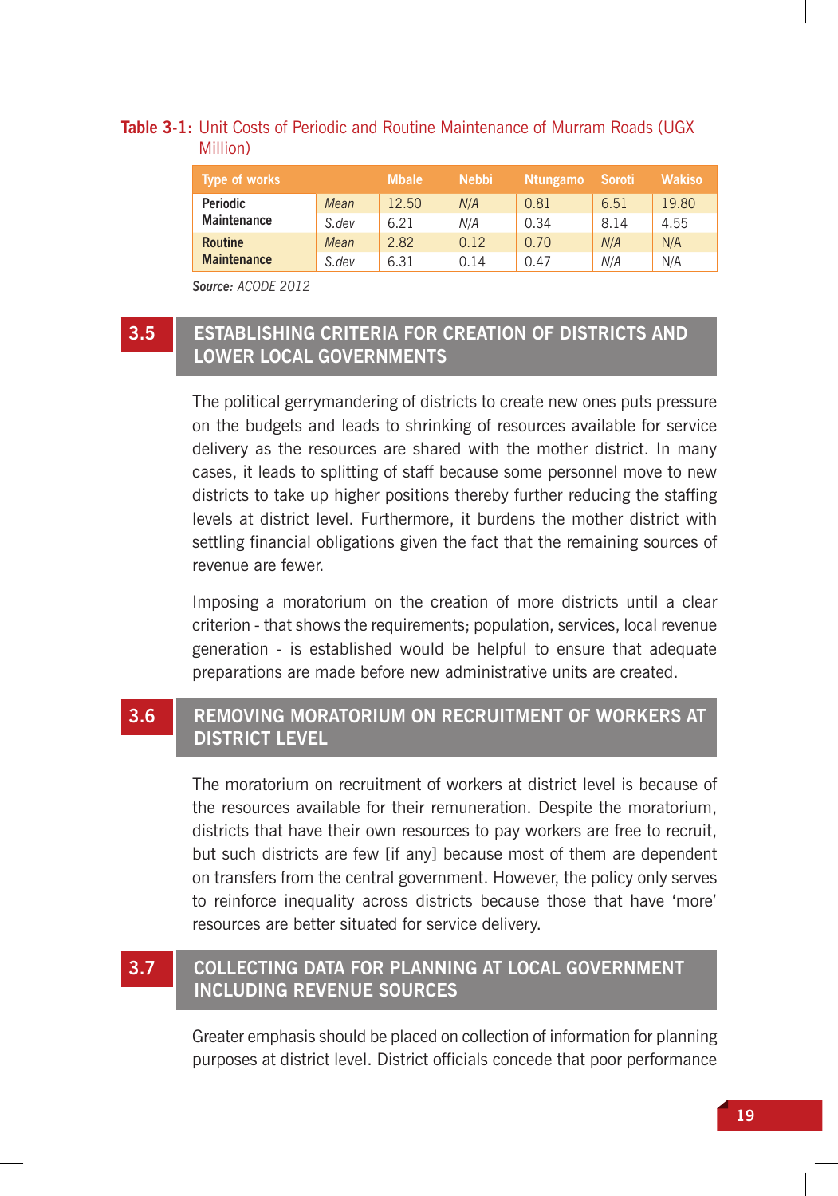**Table 3-1:** Unit Costs of Periodic and Routine Maintenance of Murram Roads (UGX Million)

| Type of works | | Mbale | Nebbi | Ntungamo | Soroti | Wakiso |
|---|---|---|---|---|---|---|
| Periodic Maintenance | *Mean* | 12.50 | *N/A* | 0.81 | 6.51 | 19.80 |
| | *S.dev* | 6.21 | *N/A* | 0.34 | 8.14 | 4.55 |
| Routine Maintenance | *Mean* | 2.82 | 0.12 | 0.70 | *N/A* | N/A |
| | *S.dev* | 6.31 | 0.14 | 0.47 | *N/A* | N/A |

***Source:*** *ACODE 2012*

## 3.5 ESTABLISHING CRITERIA FOR CREATION OF DISTRICTS AND LOWER LOCAL GOVERNMENTS

The political gerrymandering of districts to create new ones puts pressure on the budgets and leads to shrinking of resources available for service delivery as the resources are shared with the mother district. In many cases, it leads to splitting of staff because some personnel move to new districts to take up higher positions thereby further reducing the staffing levels at district level. Furthermore, it burdens the mother district with settling financial obligations given the fact that the remaining sources of revenue are fewer.

Imposing a moratorium on the creation of more districts until a clear criterion - that shows the requirements; population, services, local revenue generation - is established would be helpful to ensure that adequate preparations are made before new administrative units are created.

## 3.6 REMOVING MORATORIUM ON RECRUITMENT OF WORKERS AT DISTRICT LEVEL

The moratorium on recruitment of workers at district level is because of the resources available for their remuneration. Despite the moratorium, districts that have their own resources to pay workers are free to recruit, but such districts are few [if any] because most of them are dependent on transfers from the central government. However, the policy only serves to reinforce inequality across districts because those that have 'more' resources are better situated for service delivery.

## 3.7 COLLECTING DATA FOR PLANNING AT LOCAL GOVERNMENT INCLUDING REVENUE SOURCES

Greater emphasis should be placed on collection of information for planning purposes at district level. District officials concede that poor performance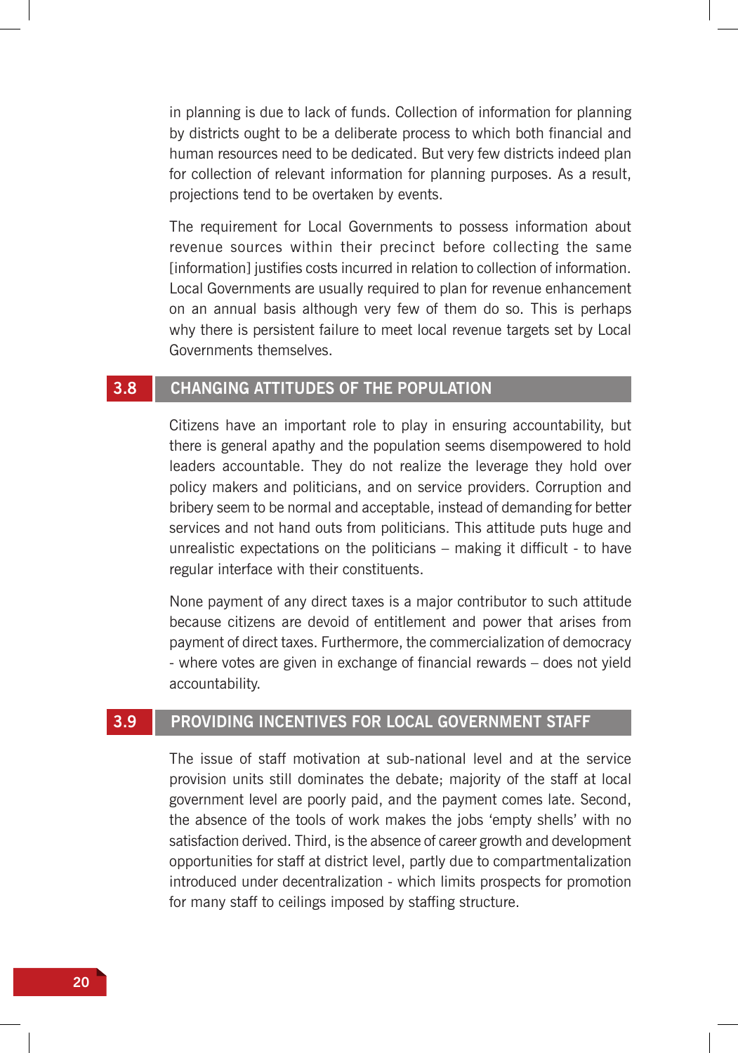in planning is due to lack of funds. Collection of information for planning by districts ought to be a deliberate process to which both financial and human resources need to be dedicated. But very few districts indeed plan for collection of relevant information for planning purposes. As a result, projections tend to be overtaken by events.

The requirement for Local Governments to possess information about revenue sources within their precinct before collecting the same [information] justifies costs incurred in relation to collection of information. Local Governments are usually required to plan for revenue enhancement on an annual basis although very few of them do so. This is perhaps why there is persistent failure to meet local revenue targets set by Local Governments themselves.

## 3.8 CHANGING ATTITUDES OF THE POPULATION

Citizens have an important role to play in ensuring accountability, but there is general apathy and the population seems disempowered to hold leaders accountable. They do not realize the leverage they hold over policy makers and politicians, and on service providers. Corruption and bribery seem to be normal and acceptable, instead of demanding for better services and not hand outs from politicians. This attitude puts huge and unrealistic expectations on the politicians – making it difficult - to have regular interface with their constituents.

None payment of any direct taxes is a major contributor to such attitude because citizens are devoid of entitlement and power that arises from payment of direct taxes. Furthermore, the commercialization of democracy - where votes are given in exchange of financial rewards – does not yield accountability.

## 3.9 PROVIDING INCENTIVES FOR LOCAL GOVERNMENT STAFF

The issue of staff motivation at sub-national level and at the service provision units still dominates the debate; majority of the staff at local government level are poorly paid, and the payment comes late. Second, the absence of the tools of work makes the jobs 'empty shells' with no satisfaction derived. Third, is the absence of career growth and development opportunities for staff at district level, partly due to compartmentalization introduced under decentralization - which limits prospects for promotion for many staff to ceilings imposed by staffing structure.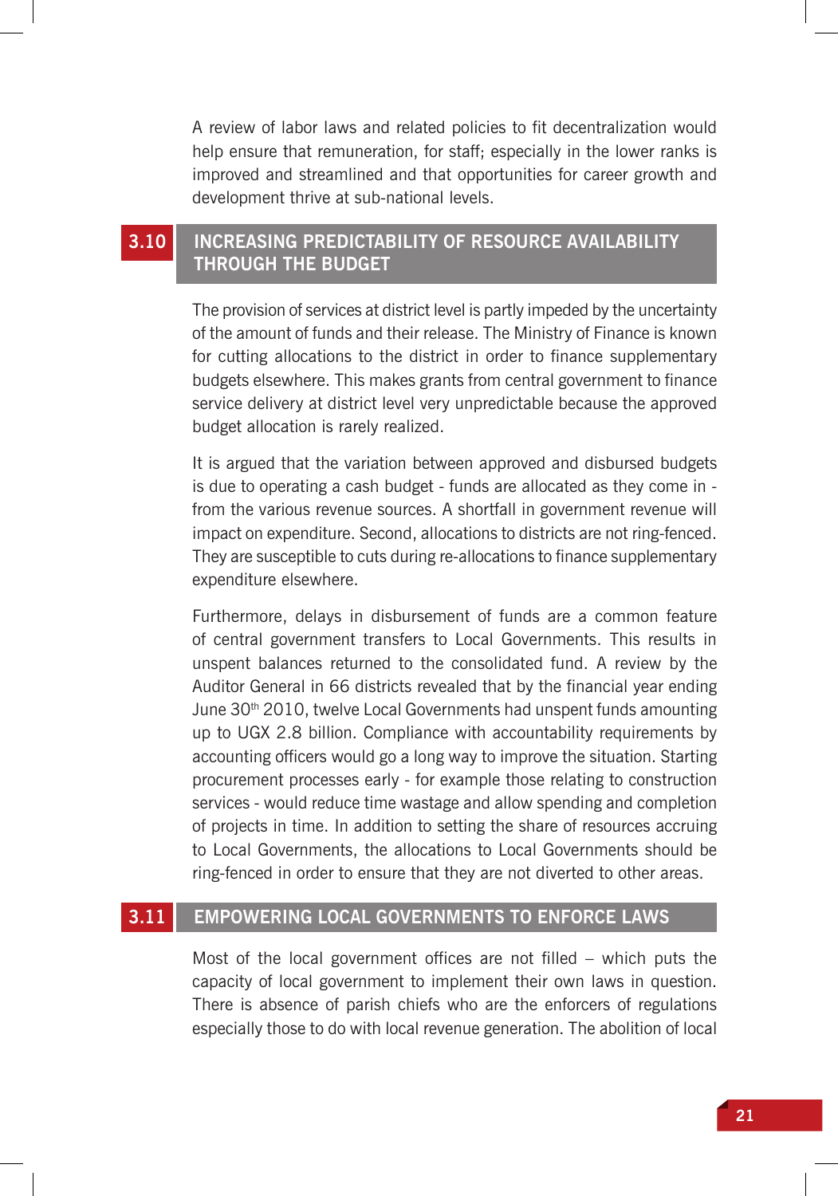A review of labor laws and related policies to fit decentralization would help ensure that remuneration, for staff; especially in the lower ranks is improved and streamlined and that opportunities for career growth and development thrive at sub-national levels.

## 3.10 INCREASING PREDICTABILITY OF RESOURCE AVAILABILITY THROUGH THE BUDGET

The provision of services at district level is partly impeded by the uncertainty of the amount of funds and their release. The Ministry of Finance is known for cutting allocations to the district in order to finance supplementary budgets elsewhere. This makes grants from central government to finance service delivery at district level very unpredictable because the approved budget allocation is rarely realized.

It is argued that the variation between approved and disbursed budgets is due to operating a cash budget - funds are allocated as they come in - from the various revenue sources. A shortfall in government revenue will impact on expenditure. Second, allocations to districts are not ring-fenced. They are susceptible to cuts during re-allocations to finance supplementary expenditure elsewhere.

Furthermore, delays in disbursement of funds are a common feature of central government transfers to Local Governments. This results in unspent balances returned to the consolidated fund. A review by the Auditor General in 66 districts revealed that by the financial year ending June 30th 2010, twelve Local Governments had unspent funds amounting up to UGX 2.8 billion. Compliance with accountability requirements by accounting officers would go a long way to improve the situation. Starting procurement processes early - for example those relating to construction services - would reduce time wastage and allow spending and completion of projects in time. In addition to setting the share of resources accruing to Local Governments, the allocations to Local Governments should be ring-fenced in order to ensure that they are not diverted to other areas.

## 3.11 EMPOWERING LOCAL GOVERNMENTS TO ENFORCE LAWS

Most of the local government offices are not filled – which puts the capacity of local government to implement their own laws in question. There is absence of parish chiefs who are the enforcers of regulations especially those to do with local revenue generation. The abolition of local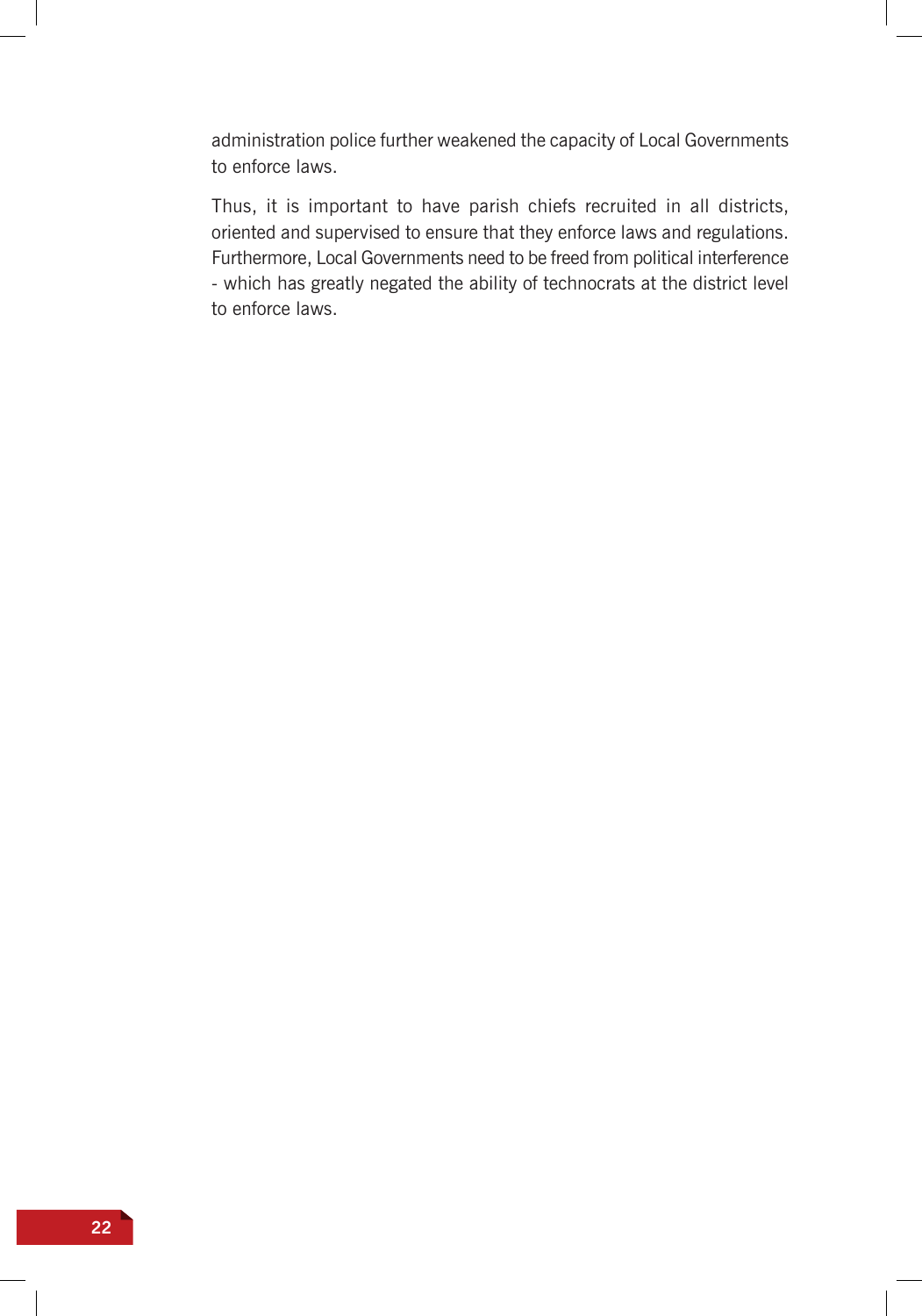administration police further weakened the capacity of Local Governments to enforce laws.

Thus, it is important to have parish chiefs recruited in all districts, oriented and supervised to ensure that they enforce laws and regulations. Furthermore, Local Governments need to be freed from political interference - which has greatly negated the ability of technocrats at the district level to enforce laws.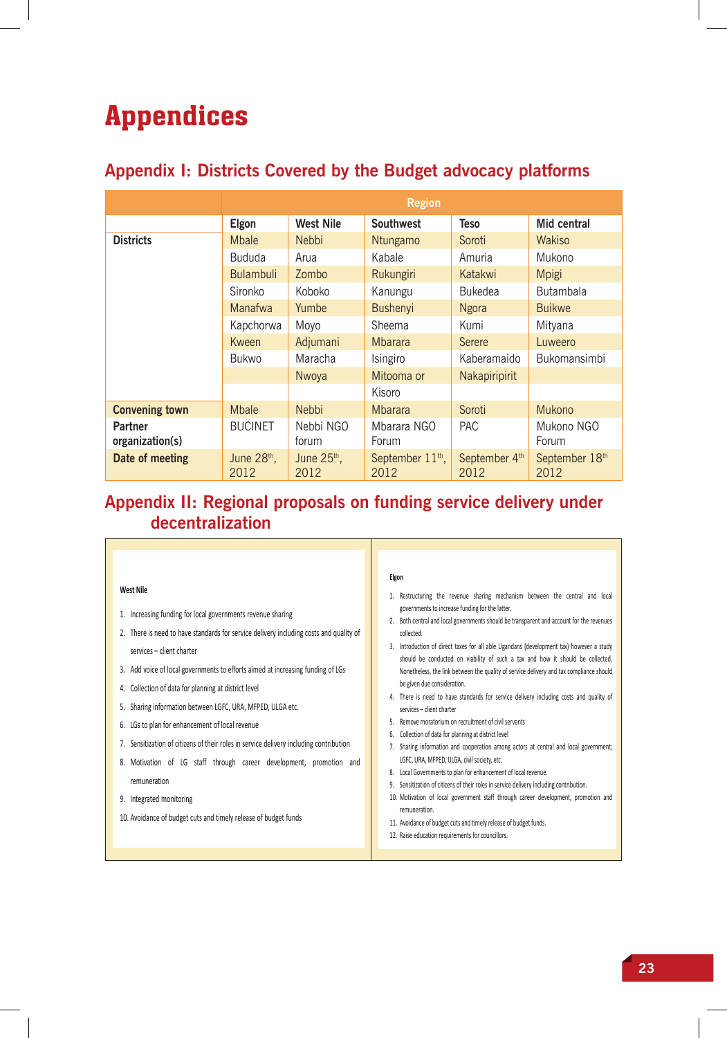# Appendices

## Appendix I: Districts Covered by the Budget advocacy platforms

| | Region | | | | |
|---|---|---|---|---|---|
| | Elgon | West Nile | Southwest | Teso | Mid central |
| Districts | Mbale | Nebbi | Ntungamo | Soroti | Wakiso |
| | Bududa | Arua | Kabale | Amuria | Mukono |
| | Bulambuli | Zombo | Rukungiri | Katakwi | Mpigi |
| | Sironko | Koboko | Kanungu | Bukedea | Butambala |
| | Manafwa | Yumbe | Bushenyi | Ngora | Buikwe |
| | Kapchorwa | Moyo | Sheema | Kumi | Mityana |
| | Kween | Adjumani | Mbarara | Serere | Luweero |
| | Bukwo | Maracha | Isingiro | Kaberamaido | Bukomansimbi |
| | | Nwoya | Mitooma or Kisoro | Nakapiripirit | |
| Convening town | Mbale | Nebbi | Mbarara | Soroti | Mukono |
| Partner organization(s) | BUCINET | Nebbi NGO forum | Mbarara NGO Forum | PAC | Mukono NGO Forum |
| Date of meeting | June 28th, 2012 | June 25th, 2012 | September 11th, 2012 | September 4th 2012 | September 18th 2012 |

## Appendix II: Regional proposals on funding service delivery under decentralization

**West Nile**

1. Increasing funding for local governments revenue sharing
2. There is need to have standards for service delivery including costs and quality of services – client charter
3. Add voice of local governments to efforts aimed at increasing funding of LGs
4. Collection of data for planning at district level
5. Sharing information between LGFC, URA, MFPED, ULGA etc.
6. LGs to plan for enhancement of local revenue
7. Sensitization of citizens of their roles in service delivery including contribution
8. Motivation of LG staff through career development, promotion and remuneration
9. Integrated monitoring
10. Avoidance of budget cuts and timely release of budget funds

**Elgon**

1. Restructuring the revenue sharing mechanism between the central and local governments to increase funding for the latter.
2. Both central and local governments should be transparent and account for the revenues collected.
3. Introduction of direct taxes for all able Ugandans (development tax) however a study should be conducted on viability of such a tax and how it should be collected. Nonetheless, the link between the quality of service delivery and tax compliance should be given due consideration.
4. There is need to have standards for service delivery including costs and quality of services – client charter
5. Remove moratorium on recruitment of civil servants
6. Collection of data for planning at district level
7. Sharing information and cooperation among actors at central and local government; LGFC, URA, MFPED, ULGA, civil society, etc.
8. Local Governments to plan for enhancement of local revenue.
9. Sensitization of citizens of their roles in service delivery including contribution.
10. Motivation of local government staff through career development, promotion and remuneration.
11. Avoidance of budget cuts and timely release of budget funds.
12. Raise education requirements for councillors.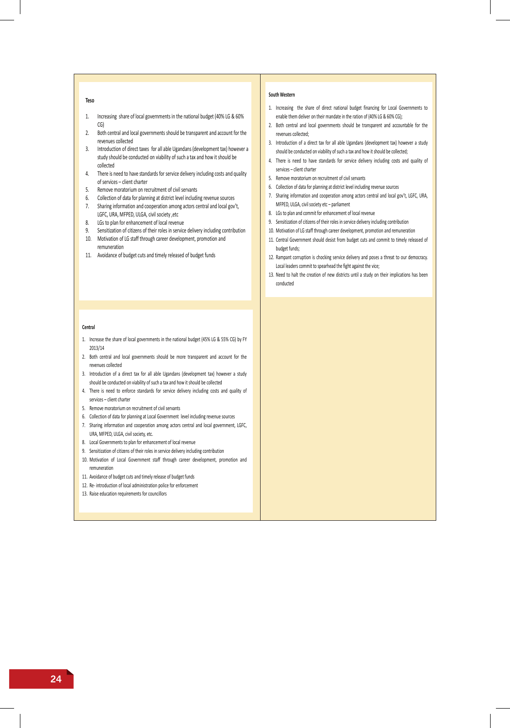### Teso

1. Increasing share of local governments in the national budget (40% LG & 60% CG)
2. Both central and local governments should be transparent and account for the revenues collected
3. Introduction of direct taxes for all able Ugandans (development tax) however a study should be conducted on viability of such a tax and how it should be collected
4. There is need to have standards for service delivery including costs and quality of services – client charter
5. Remove moratorium on recruitment of civil servants
6. Collection of data for planning at district level including revenue sources
7. Sharing information and cooperation among actors central and local gov't, LGFC, URA, MFPED, ULGA, civil society ,etc
8. LGs to plan for enhancement of local revenue
9. Sensitization of citizens of their roles in service delivery including contribution
10. Motivation of LG staff through career development, promotion and remuneration
11. Avoidance of budget cuts and timely released of budget funds

### Central

1. Increase the share of local governments in the national budget (45% LG & 55% CG) by FY 2013/14
2. Both central and local governments should be more transparent and account for the revenues collected
3. Introduction of a direct tax for all able Ugandans (development tax) however a study should be conducted on viability of such a tax and how it should be collected
4. There is need to enforce standards for service delivery including costs and quality of services – client charter
5. Remove moratorium on recruitment of civil servants
6. Collection of data for planning at Local Government level including revenue sources
7. Sharing information and cooperation among actors central and local government, LGFC, URA, MFPED, ULGA, civil society, etc.
8. Local Governments to plan for enhancement of local revenue
9. Sensitization of citizens of their roles in service delivery including contribution
10. Motivation of Local Government staff through career development, promotion and remuneration
11. Avoidance of budget cuts and timely release of budget funds
12. Re- introduction of local administration police for enforcement
13. Raise education requirements for councillors

### South Western

1. Increasing the share of direct national budget financing for Local Governments to enable them deliver on their mandate in the ration of (40% LG & 60% CG);
2. Both central and local governments should be transparent and accountable for the revenues collected;
3. Introduction of a direct tax for all able Ugandans (development tax) however a study should be conducted on viability of such a tax and how it should be collected;
4. There is need to have standards for service delivery including costs and quality of services – client charter
5. Remove moratorium on recruitment of civil servants
6. Collection of data for planning at district level including revenue sources
7. Sharing information and cooperation among actors central and local gov't, LGFC, URA, MFPED, ULGA, civil society etc – parliament
8. LGs to plan and commit for enhancement of local revenue
9. Sensitization of citizens of their roles in service delivery including contribution
10. Motivation of LG staff through career development, promotion and remuneration
11. Central Government should desist from budget cuts and commit to timely released of budget funds;
12. Rampant corruption is chocking service delivery and poses a threat to our democracy. Local leaders commit to spearhead the fight against the vice;
13. Need to halt the creation of new districts until a study on their implications has been conducted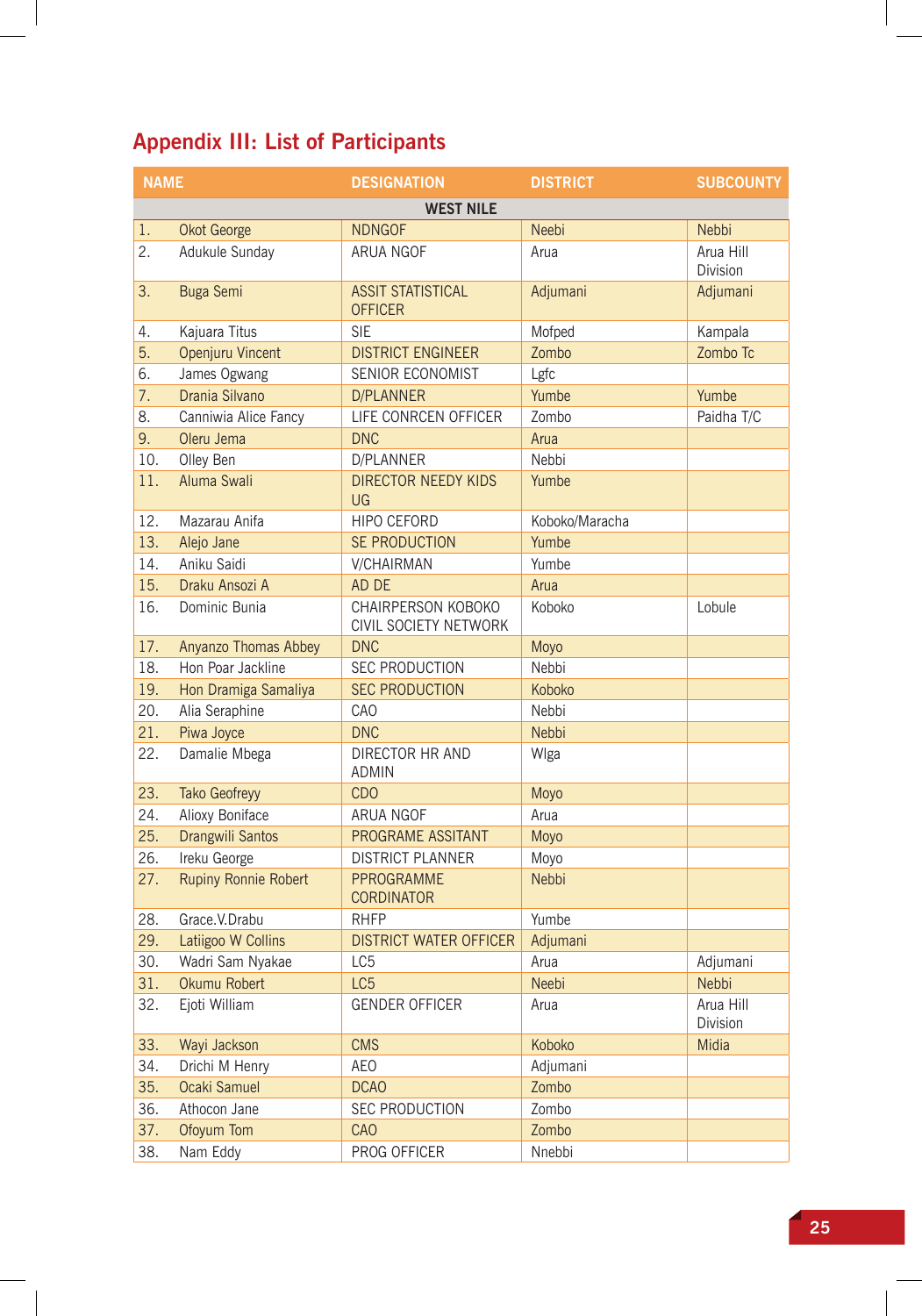## Appendix III: List of Participants

| NAME | | DESIGNATION | DISTRICT | SUBCOUNTY |
|---|---|---|---|---|
| | | WEST NILE | | |
| 1. | Okot George | NDNGOF | Neebi | Nebbi |
| 2. | Adukule Sunday | ARUA NGOF | Arua | Arua Hill Division |
| 3. | Buga Semi | ASSIT STATISTICAL OFFICER | Adjumani | Adjumani |
| 4. | Kajuara Titus | SIE | Mofped | Kampala |
| 5. | Openjuru Vincent | DISTRICT ENGINEER | Zombo | Zombo Tc |
| 6. | James Ogwang | SENIOR ECONOMIST | Lgfc | |
| 7. | Drania Silvano | D/PLANNER | Yumbe | Yumbe |
| 8. | Canniwia Alice Fancy | LIFE CONRCEN OFFICER | Zombo | Paidha T/C |
| 9. | Oleru Jema | DNC | Arua | |
| 10. | Olley Ben | D/PLANNER | Nebbi | |
| 11. | Aluma Swali | DIRECTOR NEEDY KIDS UG | Yumbe | |
| 12. | Mazarau Anifa | HIPO CEFORD | Koboko/Maracha | |
| 13. | Alejo Jane | SE PRODUCTION | Yumbe | |
| 14. | Aniku Saidi | V/CHAIRMAN | Yumbe | |
| 15. | Draku Ansozi A | AD DE | Arua | |
| 16. | Dominic Bunia | CHAIRPERSON KOBOKO CIVIL SOCIETY NETWORK | Koboko | Lobule |
| 17. | Anyanzo Thomas Abbey | DNC | Moyo | |
| 18. | Hon Poar Jackline | SEC PRODUCTION | Nebbi | |
| 19. | Hon Dramiga Samaliya | SEC PRODUCTION | Koboko | |
| 20. | Alia Seraphine | CAO | Nebbi | |
| 21. | Piwa Joyce | DNC | Nebbi | |
| 22. | Damalie Mbega | DIRECTOR HR AND ADMIN | Wlga | |
| 23. | Tako Geofreyy | CDO | Moyo | |
| 24. | Alioxy Boniface | ARUA NGOF | Arua | |
| 25. | Drangwili Santos | PROGRAME ASSITANT | Moyo | |
| 26. | Ireku George | DISTRICT PLANNER | Moyo | |
| 27. | Rupiny Ronnie Robert | PPROGRAMME CORDINATOR | Nebbi | |
| 28. | Grace.V.Drabu | RHFP | Yumbe | |
| 29. | Latiigoo W Collins | DISTRICT WATER OFFICER | Adjumani | |
| 30. | Wadri Sam Nyakae | LC5 | Arua | Adjumani |
| 31. | Okumu Robert | LC5 | Neebi | Nebbi |
| 32. | Ejoti William | GENDER OFFICER | Arua | Arua Hill Division |
| 33. | Wayi Jackson | CMS | Koboko | Midia |
| 34. | Drichi M Henry | AEO | Adjumani | |
| 35. | Ocaki Samuel | DCAO | Zombo | |
| 36. | Athocon Jane | SEC PRODUCTION | Zombo | |
| 37. | Ofoyum Tom | CAO | Zombo | |
| 38. | Nam Eddy | PROG OFFICER | Nnebbi | |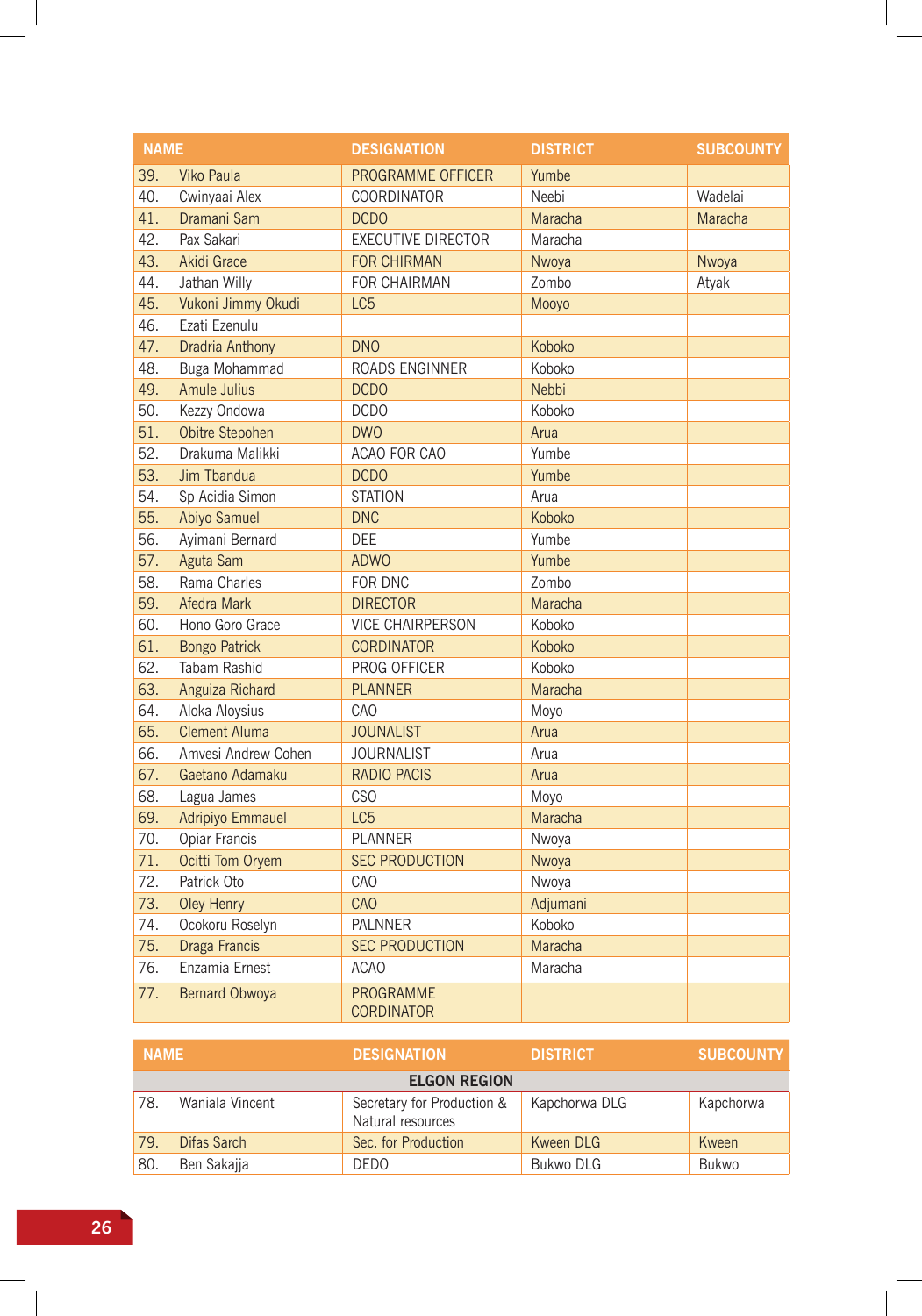| NAME | DESIGNATION | DISTRICT | SUBCOUNTY |
|---|---|---|---|
| 39. Viko Paula | PROGRAMME OFFICER | Yumbe | |
| 40. Cwinyaai Alex | COORDINATOR | Neebi | Wadelai |
| 41. Dramani Sam | DCDO | Maracha | Maracha |
| 42. Pax Sakari | EXECUTIVE DIRECTOR | Maracha | |
| 43. Akidi Grace | FOR CHIRMAN | Nwoya | Nwoya |
| 44. Jathan Willy | FOR CHAIRMAN | Zombo | Atyak |
| 45. Vukoni Jimmy Okudi | LC5 | Mooyo | |
| 46. Ezati Ezenulu | | | |
| 47. Dradria Anthony | DNO | Koboko | |
| 48. Buga Mohammad | ROADS ENGINNER | Koboko | |
| 49. Amule Julius | DCDO | Nebbi | |
| 50. Kezzy Ondowa | DCDO | Koboko | |
| 51. Obitre Stepohen | DWO | Arua | |
| 52. Drakuma Malikki | ACAO FOR CAO | Yumbe | |
| 53. Jim Tbandua | DCDO | Yumbe | |
| 54. Sp Acidia Simon | STATION | Arua | |
| 55. Abiyo Samuel | DNC | Koboko | |
| 56. Ayimani Bernard | DEE | Yumbe | |
| 57. Aguta Sam | ADWO | Yumbe | |
| 58. Rama Charles | FOR DNC | Zombo | |
| 59. Afedra Mark | DIRECTOR | Maracha | |
| 60. Hono Goro Grace | VICE CHAIRPERSON | Koboko | |
| 61. Bongo Patrick | CORDINATOR | Koboko | |
| 62. Tabam Rashid | PROG OFFICER | Koboko | |
| 63. Anguiza Richard | PLANNER | Maracha | |
| 64. Aloka Aloysius | CAO | Moyo | |
| 65. Clement Aluma | JOUNALIST | Arua | |
| 66. Amvesi Andrew Cohen | JOURNALIST | Arua | |
| 67. Gaetano Adamaku | RADIO PACIS | Arua | |
| 68. Lagua James | CSO | Moyo | |
| 69. Adripiyo Emmauel | LC5 | Maracha | |
| 70. Opiar Francis | PLANNER | Nwoya | |
| 71. Ocitti Tom Oryem | SEC PRODUCTION | Nwoya | |
| 72. Patrick Oto | CAO | Nwoya | |
| 73. Oley Henry | CAO | Adjumani | |
| 74. Ocokoru Roselyn | PALNNER | Koboko | |
| 75. Draga Francis | SEC PRODUCTION | Maracha | |
| 76. Enzamia Ernest | ACAO | Maracha | |
| 77. Bernard Obwoya | PROGRAMME CORDINATOR | | |

| NAME | DESIGNATION | DISTRICT | SUBCOUNTY |
|---|---|---|---|
| **ELGON REGION** | | | |
| 78. Waniala Vincent | Secretary for Production & Natural resources | Kapchorwa DLG | Kapchorwa |
| 79. Difas Sarch | Sec. for Production | Kween DLG | Kween |
| 80. Ben Sakajja | DEDO | Bukwo DLG | Bukwo |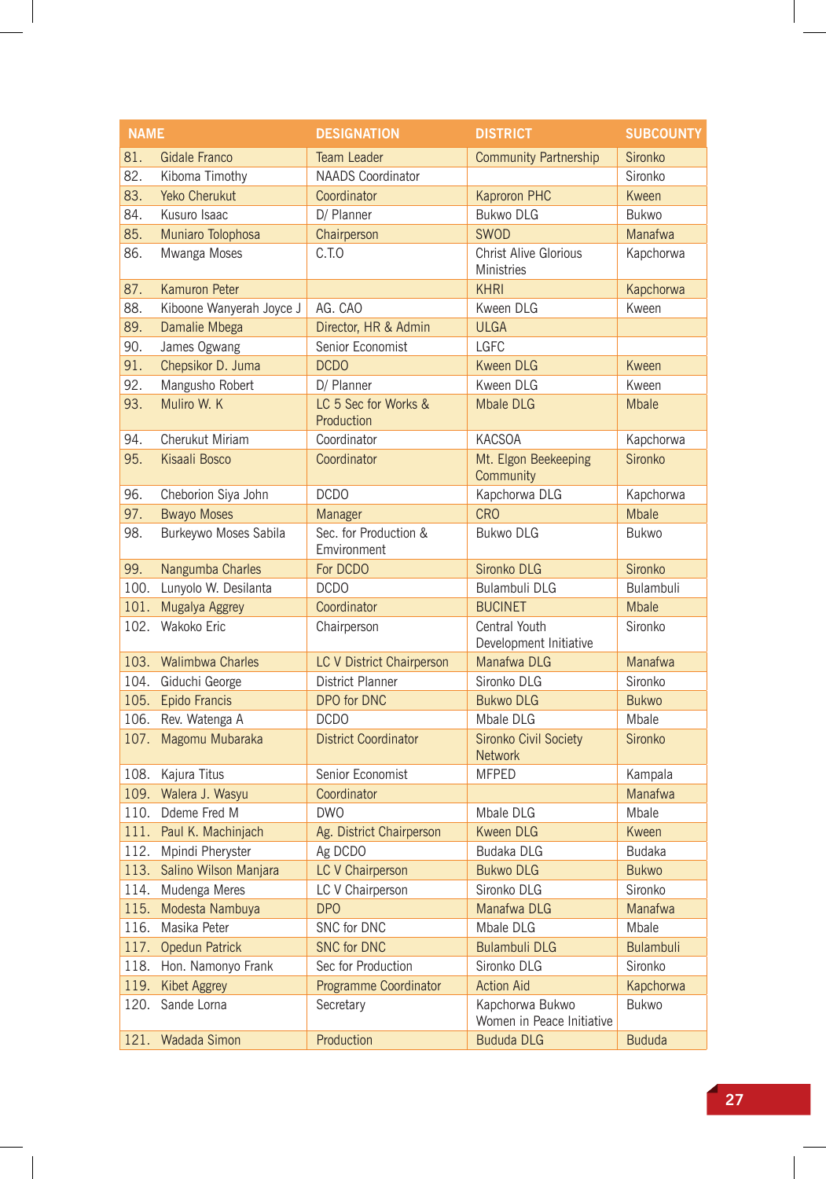| NAME | DESIGNATION | DISTRICT | SUBCOUNTY |
|---|---|---|---|
| 81. Gidale Franco | Team Leader | Community Partnership | Sironko |
| 82. Kiboma Timothy | NAADS Coordinator | | Sironko |
| 83. Yeko Cherukut | Coordinator | Kaproron PHC | Kween |
| 84. Kusuro Isaac | D/ Planner | Bukwo DLG | Bukwo |
| 85. Muniaro Tolophosa | Chairperson | SWOD | Manafwa |
| 86. Mwanga Moses | C.T.O | Christ Alive Glorious Ministries | Kapchorwa |
| 87. Kamuron Peter | | KHRI | Kapchorwa |
| 88. Kiboone Wanyerah Joyce J | AG. CAO | Kween DLG | Kween |
| 89. Damalie Mbega | Director, HR & Admin | ULGA | |
| 90. James Ogwang | Senior Economist | LGFC | |
| 91. Chepsikor D. Juma | DCDO | Kween DLG | Kween |
| 92. Mangusho Robert | D/ Planner | Kween DLG | Kween |
| 93. Muliro W. K | LC 5 Sec for Works & Production | Mbale DLG | Mbale |
| 94. Cherukut Miriam | Coordinator | KACSOA | Kapchorwa |
| 95. Kisaali Bosco | Coordinator | Mt. Elgon Beekeeping Community | Sironko |
| 96. Cheborion Siya John | DCDO | Kapchorwa DLG | Kapchorwa |
| 97. Bwayo Moses | Manager | CRO | Mbale |
| 98. Burkeywo Moses Sabila | Sec. for Production & Environment | Bukwo DLG | Bukwo |
| 99. Nangumba Charles | For DCDO | Sironko DLG | Sironko |
| 100. Lunyolo W. Desilanta | DCDO | Bulambuli DLG | Bulambuli |
| 101. Mugalya Aggrey | Coordinator | BUCINET | Mbale |
| 102. Wakoko Eric | Chairperson | Central Youth Development Initiative | Sironko |
| 103. Walimbwa Charles | LC V District Chairperson | Manafwa DLG | Manafwa |
| 104. Giduchi George | District Planner | Sironko DLG | Sironko |
| 105. Epido Francis | DPO for DNC | Bukwo DLG | Bukwo |
| 106. Rev. Watenga A | DCDO | Mbale DLG | Mbale |
| 107. Magomu Mubaraka | District Coordinator | Sironko Civil Society Network | Sironko |
| 108. Kajura Titus | Senior Economist | MFPED | Kampala |
| 109. Walera J. Wasyu | Coordinator | | Manafwa |
| 110. Ddeme Fred M | DWO | Mbale DLG | Mbale |
| 111. Paul K. Machinjach | Ag. District Chairperson | Kween DLG | Kween |
| 112. Mpindi Pheryster | Ag DCDO | Budaka DLG | Budaka |
| 113. Salino Wilson Manjara | LC V Chairperson | Bukwo DLG | Bukwo |
| 114. Mudenga Meres | LC V Chairperson | Sironko DLG | Sironko |
| 115. Modesta Nambuya | DPO | Manafwa DLG | Manafwa |
| 116. Masika Peter | SNC for DNC | Mbale DLG | Mbale |
| 117. Opedun Patrick | SNC for DNC | Bulambuli DLG | Bulambuli |
| 118. Hon. Namonyo Frank | Sec for Production | Sironko DLG | Sironko |
| 119. Kibet Aggrey | Programme Coordinator | Action Aid | Kapchorwa |
| 120. Sande Lorna | Secretary | Kapchorwa Bukwo Women in Peace Initiative | Bukwo |
| 121. Wadada Simon | Production | Bududa DLG | Bududa |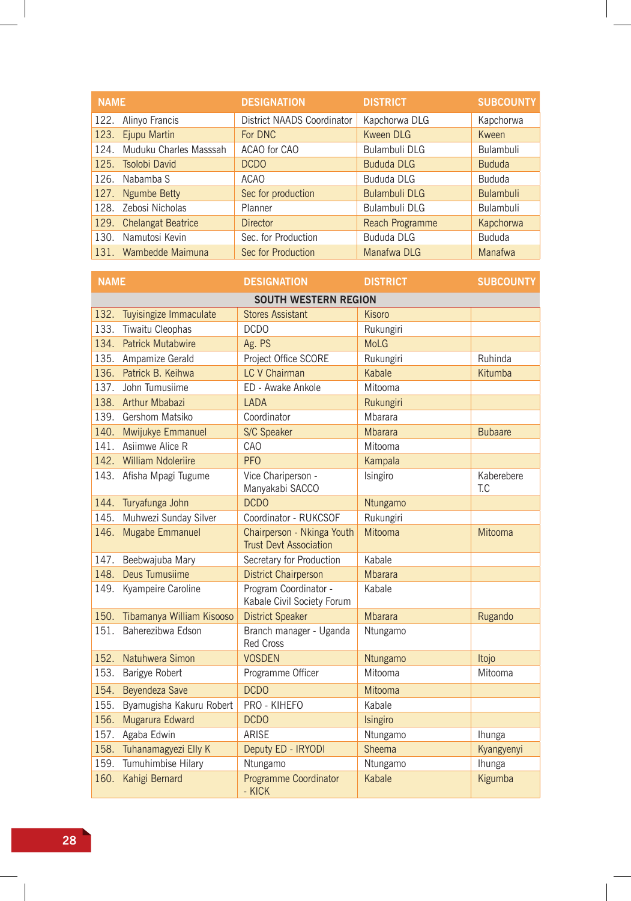| NAME | DESIGNATION | DISTRICT | SUBCOUNTY |
|---|---|---|---|
| 122. Alinyo Francis | District NAADS Coordinator | Kapchorwa DLG | Kapchorwa |
| 123. Ejupu Martin | For DNC | Kween DLG | Kween |
| 124. Muduku Charles Masssah | ACAO for CAO | Bulambuli DLG | Bulambuli |
| 125. Tsolobi David | DCDO | Bududa DLG | Bududa |
| 126. Nabamba S | ACAO | Bududa DLG | Bududa |
| 127. Ngumbe Betty | Sec for production | Bulambuli DLG | Bulambuli |
| 128. Zebosi Nicholas | Planner | Bulambuli DLG | Bulambuli |
| 129. Chelangat Beatrice | Director | Reach Programme | Kapchorwa |
| 130. Namutosi Kevin | Sec. for Production | Bududa DLG | Bududa |
| 131. Wambedde Maimuna | Sec for Production | Manafwa DLG | Manafwa |

| NAME | DESIGNATION | DISTRICT | SUBCOUNTY |
|---|---|---|---|
| **SOUTH WESTERN REGION** | | | |
| 132. Tuyisingize Immaculate | Stores Assistant | Kisoro | |
| 133. Tiwaitu Cleophas | DCDO | Rukungiri | |
| 134. Patrick Mutabwire | Ag. PS | MoLG | |
| 135. Ampamize Gerald | Project Office SCORE | Rukungiri | Ruhinda |
| 136. Patrick B. Keihwa | LC V Chairman | Kabale | Kitumba |
| 137. John Tumusiime | ED - Awake Ankole | Mitooma | |
| 138. Arthur Mbabazi | LADA | Rukungiri | |
| 139. Gershom Matsiko | Coordinator | Mbarara | |
| 140. Mwijukye Emmanuel | S/C Speaker | Mbarara | Bubaare |
| 141. Asiimwe Alice R | CAO | Mitooma | |
| 142. William Ndoleriire | PFO | Kampala | |
| 143. Afisha Mpagi Tugume | Vice Chariperson - Manyakabi SACCO | Isingiro | Kaberebere T.C |
| 144. Turyafunga John | DCDO | Ntungamo | |
| 145. Muhwezi Sunday Silver | Coordinator - RUKCSOF | Rukungiri | |
| 146. Mugabe Emmanuel | Chairperson - Nkinga Youth Trust Devt Association | Mitooma | Mitooma |
| 147. Beebwajuba Mary | Secretary for Production | Kabale | |
| 148. Deus Tumusiime | District Chairperson | Mbarara | |
| 149. Kyampeire Caroline | Program Coordinator - Kabale Civil Society Forum | Kabale | |
| 150. Tibamanya William Kisooso | District Speaker | Mbarara | Rugando |
| 151. Baherezibwa Edson | Branch manager - Uganda Red Cross | Ntungamo | |
| 152. Natuhwera Simon | VOSDEN | Ntungamo | Itojo |
| 153. Barigye Robert | Programme Officer | Mitooma | Mitooma |
| 154. Beyendeza Save | DCDO | Mitooma | |
| 155. Byamugisha Kakuru Robert | PRO - KIHEFO | Kabale | |
| 156. Mugarura Edward | DCDO | Isingiro | |
| 157. Agaba Edwin | ARISE | Ntungamo | Ihunga |
| 158. Tuhanamagyezi Elly K | Deputy ED - IRYODI | Sheema | Kyangyenyi |
| 159. Tumuhimbise Hilary | Ntungamo | Ntungamo | Ihunga |
| 160. Kahigi Bernard | Programme Coordinator - KICK | Kabale | Kigumba |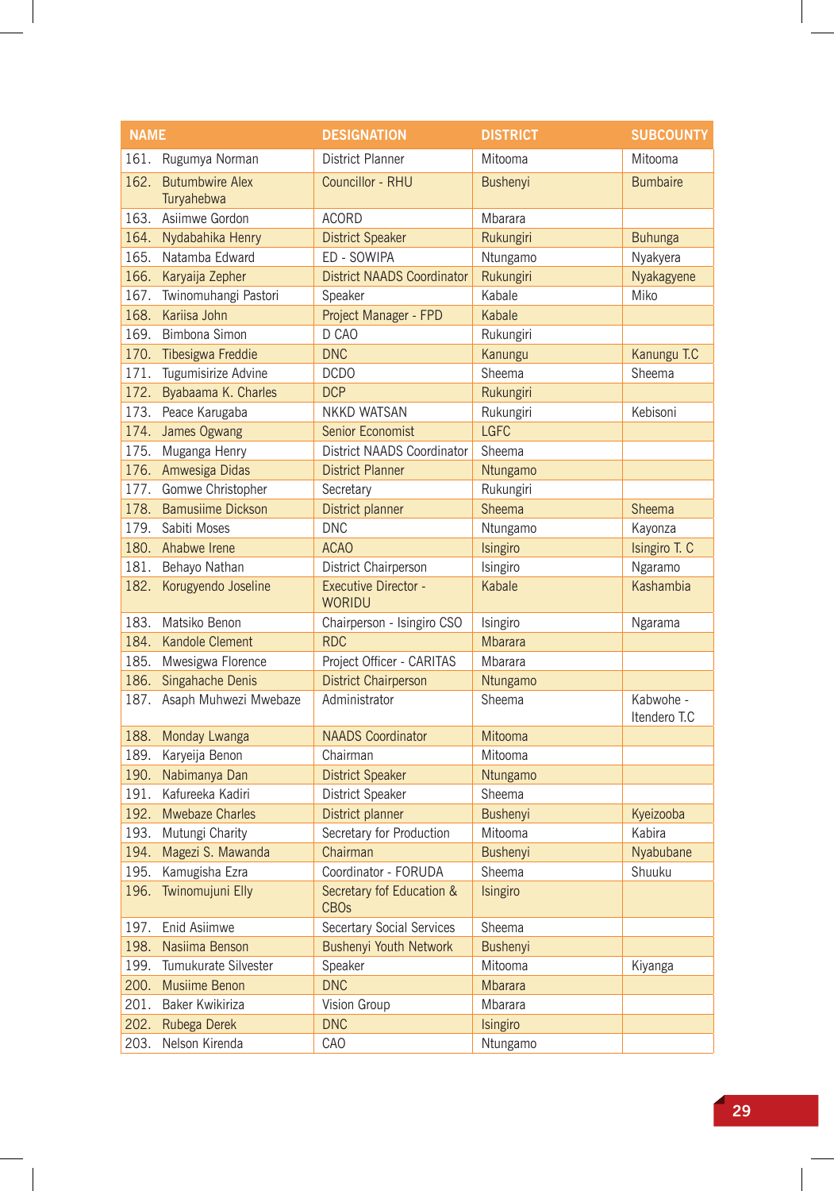| NAME | DESIGNATION | DISTRICT | SUBCOUNTY |
|---|---|---|---|
| 161. Rugumya Norman | District Planner | Mitooma | Mitooma |
| 162. Butumbwire Alex Turyahebwa | Councillor - RHU | Bushenyi | Bumbaire |
| 163. Asiimwe Gordon | ACORD | Mbarara | |
| 164. Nydabahika Henry | District Speaker | Rukungiri | Buhunga |
| 165. Natamba Edward | ED - SOWIPA | Ntungamo | Nyakyera |
| 166. Karyaija Zepher | District NAADS Coordinator | Rukungiri | Nyakagyene |
| 167. Twinomuhangi Pastori | Speaker | Kabale | Miko |
| 168. Kariisa John | Project Manager - FPD | Kabale | |
| 169. Bimbona Simon | D CAO | Rukungiri | |
| 170. Tibesigwa Freddie | DNC | Kanungu | Kanungu T.C |
| 171. Tugumisirize Advine | DCDO | Sheema | Sheema |
| 172. Byabaama K. Charles | DCP | Rukungiri | |
| 173. Peace Karugaba | NKKD WATSAN | Rukungiri | Kebisoni |
| 174. James Ogwang | Senior Economist | LGFC | |
| 175. Muganga Henry | District NAADS Coordinator | Sheema | |
| 176. Amwesiga Didas | District Planner | Ntungamo | |
| 177. Gomwe Christopher | Secretary | Rukungiri | |
| 178. Bamusiime Dickson | District planner | Sheema | Sheema |
| 179. Sabiti Moses | DNC | Ntungamo | Kayonza |
| 180. Ahabwe Irene | ACAO | Isingiro | Isingiro T. C |
| 181. Behayo Nathan | District Chairperson | Isingiro | Ngaramo |
| 182. Korugyendo Joseline | Executive Director - WORIDU | Kabale | Kashambia |
| 183. Matsiko Benon | Chairperson - Isingiro CSO | Isingiro | Ngarama |
| 184. Kandole Clement | RDC | Mbarara | |
| 185. Mwesigwa Florence | Project Officer - CARITAS | Mbarara | |
| 186. Singahache Denis | District Chairperson | Ntungamo | |
| 187. Asaph Muhwezi Mwebaze | Administrator | Sheema | Kabwohe - Itendero T.C |
| 188. Monday Lwanga | NAADS Coordinator | Mitooma | |
| 189. Karyeija Benon | Chairman | Mitooma | |
| 190. Nabimanya Dan | District Speaker | Ntungamo | |
| 191. Kafureeka Kadiri | District Speaker | Sheema | |
| 192. Mwebaze Charles | District planner | Bushenyi | Kyeizooba |
| 193. Mutungi Charity | Secretary for Production | Mitooma | Kabira |
| 194. Magezi S. Mawanda | Chairman | Bushenyi | Nyabubane |
| 195. Kamugisha Ezra | Coordinator - FORUDA | Sheema | Shuuku |
| 196. Twinomujuni Elly | Secretary fof Education & CBOs | Isingiro | |
| 197. Enid Asiimwe | Secertary Social Services | Sheema | |
| 198. Nasiima Benson | Bushenyi Youth Network | Bushenyi | |
| 199. Tumukurate Silvester | Speaker | Mitooma | Kiyanga |
| 200. Musiime Benon | DNC | Mbarara | |
| 201. Baker Kwikiriza | Vision Group | Mbarara | |
| 202. Rubega Derek | DNC | Isingiro | |
| 203. Nelson Kirenda | CAO | Ntungamo | |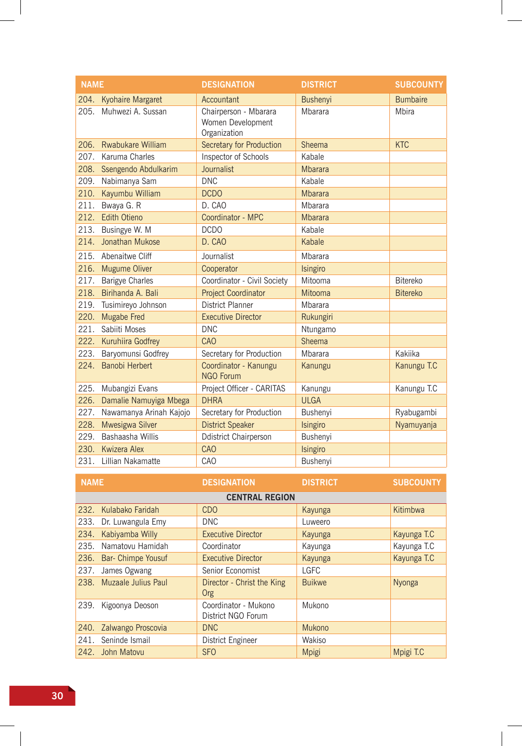| NAME | DESIGNATION | DISTRICT | SUBCOUNTY |
|---|---|---|---|
| 204. Kyohaire Margaret | Accountant | Bushenyi | Bumbaire |
| 205. Muhwezi A. Sussan | Chairperson - Mbarara Women Development Organization | Mbarara | Mbira |
| 206. Rwabukare William | Secretary for Production | Sheema | KTC |
| 207. Karuma Charles | Inspector of Schools | Kabale | |
| 208. Ssengendo Abdulkarim | Journalist | Mbarara | |
| 209. Nabimanya Sam | DNC | Kabale | |
| 210. Kayumbu William | DCDO | Mbarara | |
| 211. Bwaya G. R | D. CAO | Mbarara | |
| 212. Edith Otieno | Coordinator - MPC | Mbarara | |
| 213. Busingye W. M | DCDO | Kabale | |
| 214. Jonathan Mukose | D. CAO | Kabale | |
| 215. Abenaitwe Cliff | Journalist | Mbarara | |
| 216. Mugume Oliver | Cooperator | Isingiro | |
| 217. Barigye Charles | Coordinator - Civil Society | Mitooma | Bitereko |
| 218. Birihanda A. Bali | Project Coordinator | Mitooma | Bitereko |
| 219. Tusimireyo Johnson | District Planner | Mbarara | |
| 220. Mugabe Fred | Executive Director | Rukungiri | |
| 221. Sabiiti Moses | DNC | Ntungamo | |
| 222. Kuruhiira Godfrey | CAO | Sheema | |
| 223. Baryomunsi Godfrey | Secretary for Production | Mbarara | Kakiika |
| 224. Banobi Herbert | Coordinator - Kanungu NGO Forum | Kanungu | Kanungu T.C |
| 225. Mubangizi Evans | Project Officer - CARITAS | Kanungu | Kanungu T.C |
| 226. Damalie Namuyiga Mbega | DHRA | ULGA | |
| 227. Nawamanya Arinah Kajojo | Secretary for Production | Bushenyi | Ryabugambi |
| 228. Mwesigwa Silver | District Speaker | Isingiro | Nyamuyanja |
| 229. Bashaasha Willis | Ddistrict Chairperson | Bushenyi | |
| 230. Kwizera Alex | CAO | Isingiro | |
| 231. Lillian Nakamatte | CAO | Bushenyi | |

| NAME | DESIGNATION | DISTRICT | SUBCOUNTY |
|---|---|---|---|
| **CENTRAL REGION** | | | |
| 232. Kulabako Faridah | CDO | Kayunga | Kitimbwa |
| 233. Dr. Luwangula Emy | DNC | Luweero | |
| 234. Kabiyamba Willy | Executive Director | Kayunga | Kayunga T.C |
| 235. Namatovu Hamidah | Coordinator | Kayunga | Kayunga T.C |
| 236. Bar- Chimpe Yousuf | Executive Director | Kayunga | Kayunga T.C |
| 237. James Ogwang | Senior Economist | LGFC | |
| 238. Muzaale Julius Paul | Director - Christ the King Org | Buikwe | Nyonga |
| 239. Kigoonya Deoson | Coordinator - Mukono District NGO Forum | Mukono | |
| 240. Zalwango Proscovia | DNC | Mukono | |
| 241. Seninde Ismail | District Engineer | Wakiso | |
| 242. John Matovu | SFO | Mpigi | Mpigi T.C |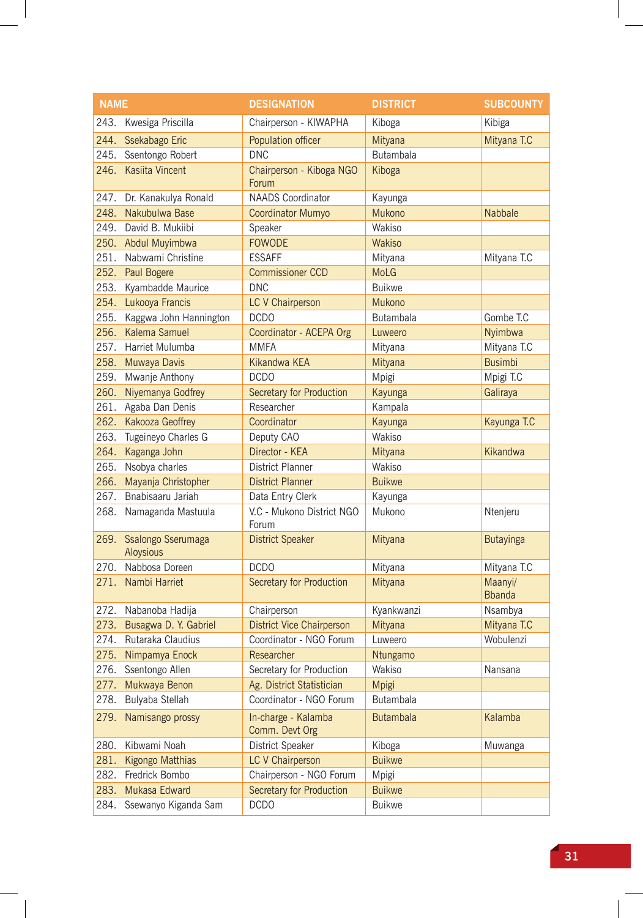| NAME | DESIGNATION | DISTRICT | SUBCOUNTY |
|---|---|---|---|
| 243. Kwesiga Priscilla | Chairperson - KIWAPHA | Kiboga | Kibiga |
| 244. Ssekabago Eric | Population officer | Mityana | Mityana T.C |
| 245. Ssentongo Robert | DNC | Butambala | |
| 246. Kasiita Vincent | Chairperson - Kiboga NGO Forum | Kiboga | |
| 247. Dr. Kanakulya Ronald | NAADS Coordinator | Kayunga | |
| 248. Nakubulwa Base | Coordinator Mumyo | Mukono | Nabbale |
| 249. David B. Mukiibi | Speaker | Wakiso | |
| 250. Abdul Muyimbwa | FOWODE | Wakiso | |
| 251. Nabwami Christine | ESSAFF | Mityana | Mityana T.C |
| 252. Paul Bogere | Commissioner CCD | MoLG | |
| 253. Kyambadde Maurice | DNC | Buikwe | |
| 254. Lukooya Francis | LC V Chairperson | Mukono | |
| 255. Kaggwa John Hannington | DCDO | Butambala | Gombe T.C |
| 256. Kalema Samuel | Coordinator - ACEPA Org | Luweero | Nyimbwa |
| 257. Harriet Mulumba | MMFA | Mityana | Mityana T.C |
| 258. Muwaya Davis | Kikandwa KEA | Mityana | Busimbi |
| 259. Mwanje Anthony | DCDO | Mpigi | Mpigi T.C |
| 260. Niyemanya Godfrey | Secretary for Production | Kayunga | Galiraya |
| 261. Agaba Dan Denis | Researcher | Kampala | |
| 262. Kakooza Geoffrey | Coordinator | Kayunga | Kayunga T.C |
| 263. Tugeineyo Charles G | Deputy CAO | Wakiso | |
| 264. Kaganga John | Director - KEA | Mityana | Kikandwa |
| 265. Nsobya charles | District Planner | Wakiso | |
| 266. Mayanja Christopher | District Planner | Buikwe | |
| 267. Bnabisaaru Jariah | Data Entry Clerk | Kayunga | |
| 268. Namaganda Mastuula | V.C - Mukono District NGO Forum | Mukono | Ntenjeru |
| 269. Ssalongo Sserumaga Aloysious | District Speaker | Mityana | Butayinga |
| 270. Nabbosa Doreen | DCDO | Mityana | Mityana T.C |
| 271. Nambi Harriet | Secretary for Production | Mityana | Maanyi/ Bbanda |
| 272. Nabanoba Hadija | Chairperson | Kyankwanzi | Nsambya |
| 273. Busagwa D. Y. Gabriel | District Vice Chairperson | Mityana | Mityana T.C |
| 274. Rutaraka Claudius | Coordinator - NGO Forum | Luweero | Wobulenzi |
| 275. Nimpamya Enock | Researcher | Ntungamo | |
| 276. Ssentongo Allen | Secretary for Production | Wakiso | Nansana |
| 277. Mukwaya Benon | Ag. District Statistician | Mpigi | |
| 278. Bulyaba Stellah | Coordinator - NGO Forum | Butambala | |
| 279. Namisango prossy | In-charge - Kalamba Comm. Devt Org | Butambala | Kalamba |
| 280. Kibwami Noah | District Speaker | Kiboga | Muwanga |
| 281. Kigongo Matthias | LC V Chairperson | Buikwe | |
| 282. Fredrick Bombo | Chairperson - NGO Forum | Mpigi | |
| 283. Mukasa Edward | Secretary for Production | Buikwe | |
| 284. Ssewanyo Kiganda Sam | DCDO | Buikwe | |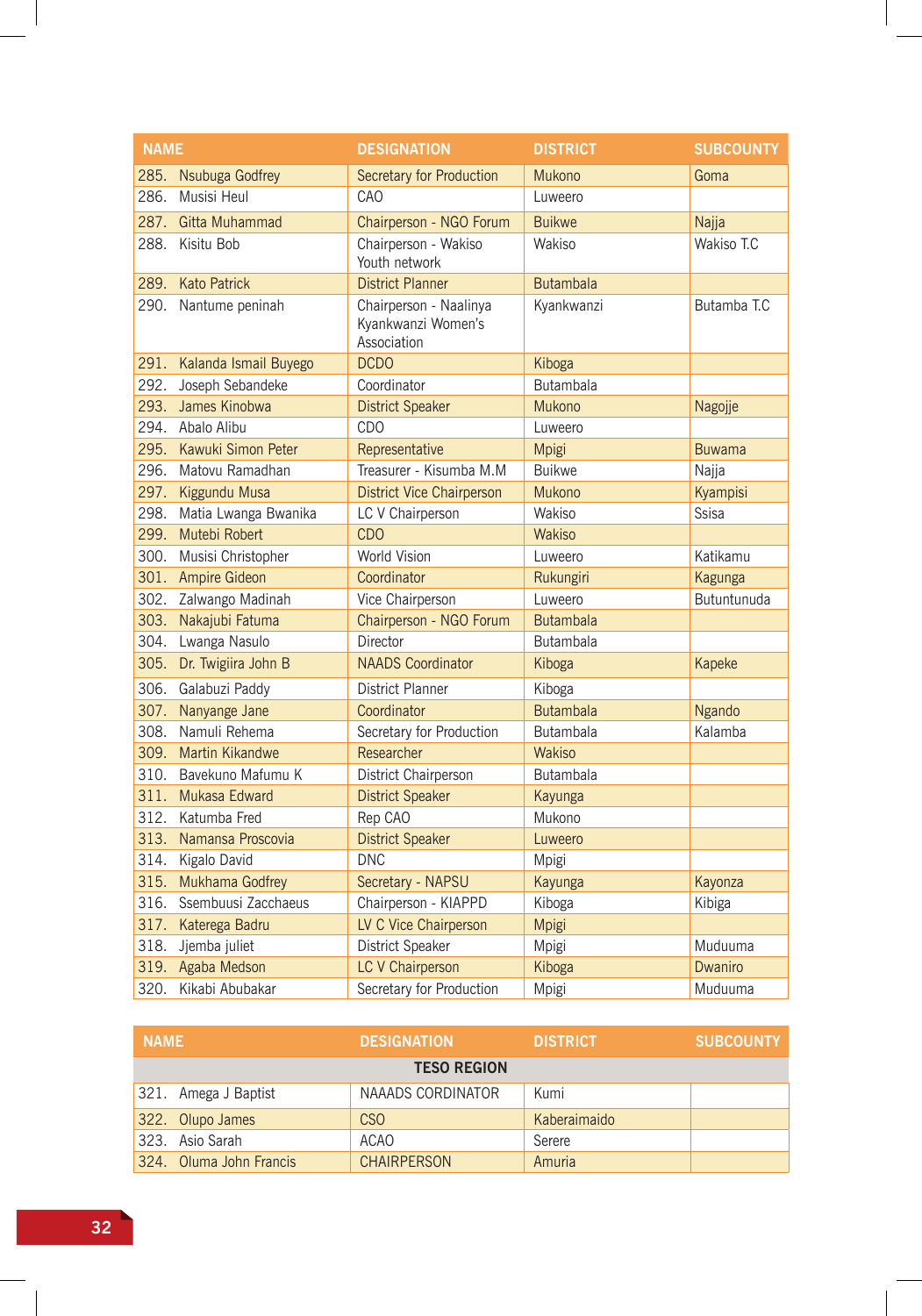| NAME | DESIGNATION | DISTRICT | SUBCOUNTY |
|---|---|---|---|
| 285. Nsubuga Godfrey | Secretary for Production | Mukono | Goma |
| 286. Musisi Heul | CAO | Luweero | |
| 287. Gitta Muhammad | Chairperson - NGO Forum | Buikwe | Najja |
| 288. Kisitu Bob | Chairperson - Wakiso Youth network | Wakiso | Wakiso T.C |
| 289. Kato Patrick | District Planner | Butambala | |
| 290. Nantume peninah | Chairperson - Naalinya Kyankwanzi Women's Association | Kyankwanzi | Butamba T.C |
| 291. Kalanda Ismail Buyego | DCDO | Kiboga | |
| 292. Joseph Sebandeke | Coordinator | Butambala | |
| 293. James Kinobwa | District Speaker | Mukono | Nagojje |
| 294. Abalo Alibu | CDO | Luweero | |
| 295. Kawuki Simon Peter | Representative | Mpigi | Buwama |
| 296. Matovu Ramadhan | Treasurer - Kisumba M.M | Buikwe | Najja |
| 297. Kiggundu Musa | District Vice Chairperson | Mukono | Kyampisi |
| 298. Matia Lwanga Bwanika | LC V Chairperson | Wakiso | Ssisa |
| 299. Mutebi Robert | CDO | Wakiso | |
| 300. Musisi Christopher | World Vision | Luweero | Katikamu |
| 301. Ampire Gideon | Coordinator | Rukungiri | Kagunga |
| 302. Zalwango Madinah | Vice Chairperson | Luweero | Butuntunuda |
| 303. Nakajubi Fatuma | Chairperson - NGO Forum | Butambala | |
| 304. Lwanga Nasulo | Director | Butambala | |
| 305. Dr. Twigiira John B | NAADS Coordinator | Kiboga | Kapeke |
| 306. Galabuzi Paddy | District Planner | Kiboga | |
| 307. Nanyange Jane | Coordinator | Butambala | Ngando |
| 308. Namuli Rehema | Secretary for Production | Butambala | Kalamba |
| 309. Martin Kikandwe | Researcher | Wakiso | |
| 310. Bavekuno Mafumu K | District Chairperson | Butambala | |
| 311. Mukasa Edward | District Speaker | Kayunga | |
| 312. Katumba Fred | Rep CAO | Mukono | |
| 313. Namansa Proscovia | District Speaker | Luweero | |
| 314. Kigalo David | DNC | Mpigi | |
| 315. Mukhama Godfrey | Secretary - NAPSU | Kayunga | Kayonza |
| 316. Ssembuusi Zacchaeus | Chairperson - KIAPPD | Kiboga | Kibiga |
| 317. Katerega Badru | LV C Vice Chairperson | Mpigi | |
| 318. Jjemba juliet | District Speaker | Mpigi | Muduuma |
| 319. Agaba Medson | LC V Chairperson | Kiboga | Dwaniro |
| 320. Kikabi Abubakar | Secretary for Production | Mpigi | Muduuma |

| NAME | DESIGNATION | DISTRICT | SUBCOUNTY |
|---|---|---|---|
| **TESO REGION** | | | |
| 321. Amega J Baptist | NAAADS CORDINATOR | Kumi | |
| 322. Olupo James | CSO | Kaberaimaido | |
| 323. Asio Sarah | ACAO | Serere | |
| 324. Oluma John Francis | CHAIRPERSON | Amuria | |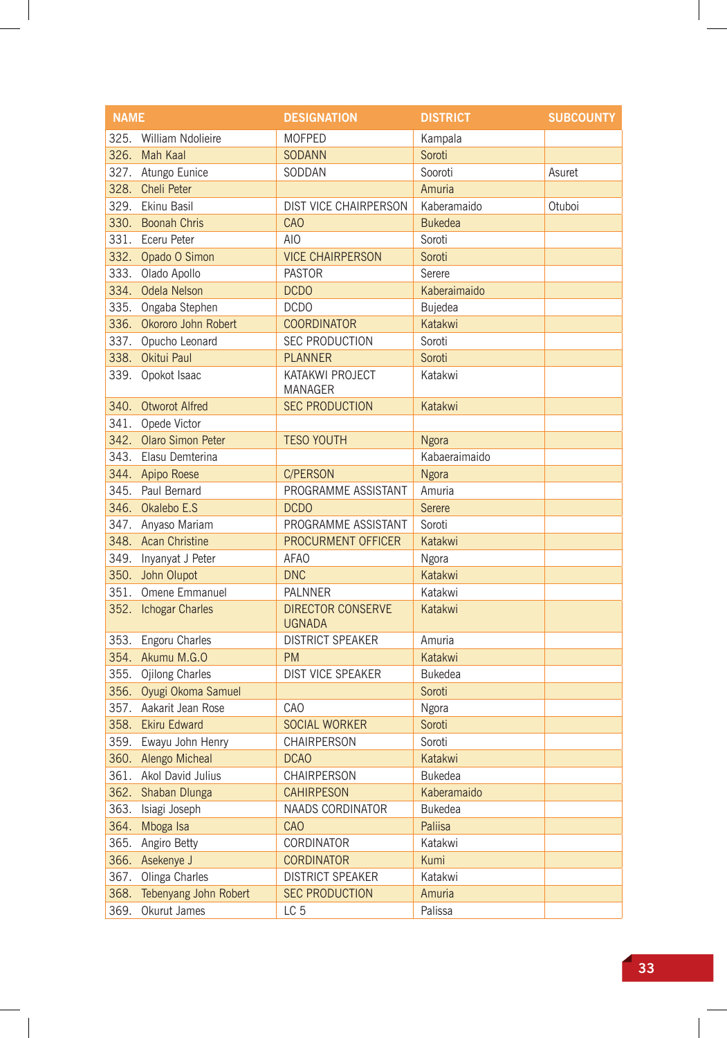| NAME | DESIGNATION | DISTRICT | SUBCOUNTY |
|---|---|---|---|
| 325. William Ndolieire | MOFPED | Kampala | |
| 326. Mah Kaal | SODANN | Soroti | |
| 327. Atungo Eunice | SODDAN | Sooroti | Asuret |
| 328. Cheli Peter | | Amuria | |
| 329. Ekinu Basil | DIST VICE CHAIRPERSON | Kaberamaido | Otuboi |
| 330. Boonah Chris | CAO | Bukedea | |
| 331. Eceru Peter | AIO | Soroti | |
| 332. Opado O Simon | VICE CHAIRPERSON | Soroti | |
| 333. Olado Apollo | PASTOR | Serere | |
| 334. Odela Nelson | DCDO | Kaberaimaido | |
| 335. Ongaba Stephen | DCDO | Bujedea | |
| 336. Okororo John Robert | COORDINATOR | Katakwi | |
| 337. Opucho Leonard | SEC PRODUCTION | Soroti | |
| 338. Okitui Paul | PLANNER | Soroti | |
| 339. Opokot Isaac | KATAKWI PROJECT MANAGER | Katakwi | |
| 340. Otworot Alfred | SEC PRODUCTION | Katakwi | |
| 341. Opede Victor | | | |
| 342. Olaro Simon Peter | TESO YOUTH | Ngora | |
| 343. Elasu Demterina | | Kabaeraimaido | |
| 344. Apipo Roese | C/PERSON | Ngora | |
| 345. Paul Bernard | PROGRAMME ASSISTANT | Amuria | |
| 346. Okalebo E.S | DCDO | Serere | |
| 347. Anyaso Mariam | PROGRAMME ASSISTANT | Soroti | |
| 348. Acan Christine | PROCURMENT OFFICER | Katakwi | |
| 349. Inyanyat J Peter | AFAO | Ngora | |
| 350. John Olupot | DNC | Katakwi | |
| 351. Omene Emmanuel | PALNNER | Katakwi | |
| 352. Ichogar Charles | DIRECTOR CONSERVE UGNADA | Katakwi | |
| 353. Engoru Charles | DISTRICT SPEAKER | Amuria | |
| 354. Akumu M.G.O | PM | Katakwi | |
| 355. Ojilong Charles | DIST VICE SPEAKER | Bukedea | |
| 356. Oyugi Okoma Samuel | | Soroti | |
| 357. Aakarit Jean Rose | CAO | Ngora | |
| 358. Ekiru Edward | SOCIAL WORKER | Soroti | |
| 359. Ewayu John Henry | CHAIRPERSON | Soroti | |
| 360. Alengo Micheal | DCAO | Katakwi | |
| 361. Akol David Julius | CHAIRPERSON | Bukedea | |
| 362. Shaban Dlunga | CAHIRPESON | Kaberamaido | |
| 363. Isiagi Joseph | NAADS CORDINATOR | Bukedea | |
| 364. Mboga Isa | CAO | Paliisa | |
| 365. Angiro Betty | CORDINATOR | Katakwi | |
| 366. Asekenye J | CORDINATOR | Kumi | |
| 367. Olinga Charles | DISTRICT SPEAKER | Katakwi | |
| 368. Tebenyang John Robert | SEC PRODUCTION | Amuria | |
| 369. Okurut James | LC 5 | Palissa | |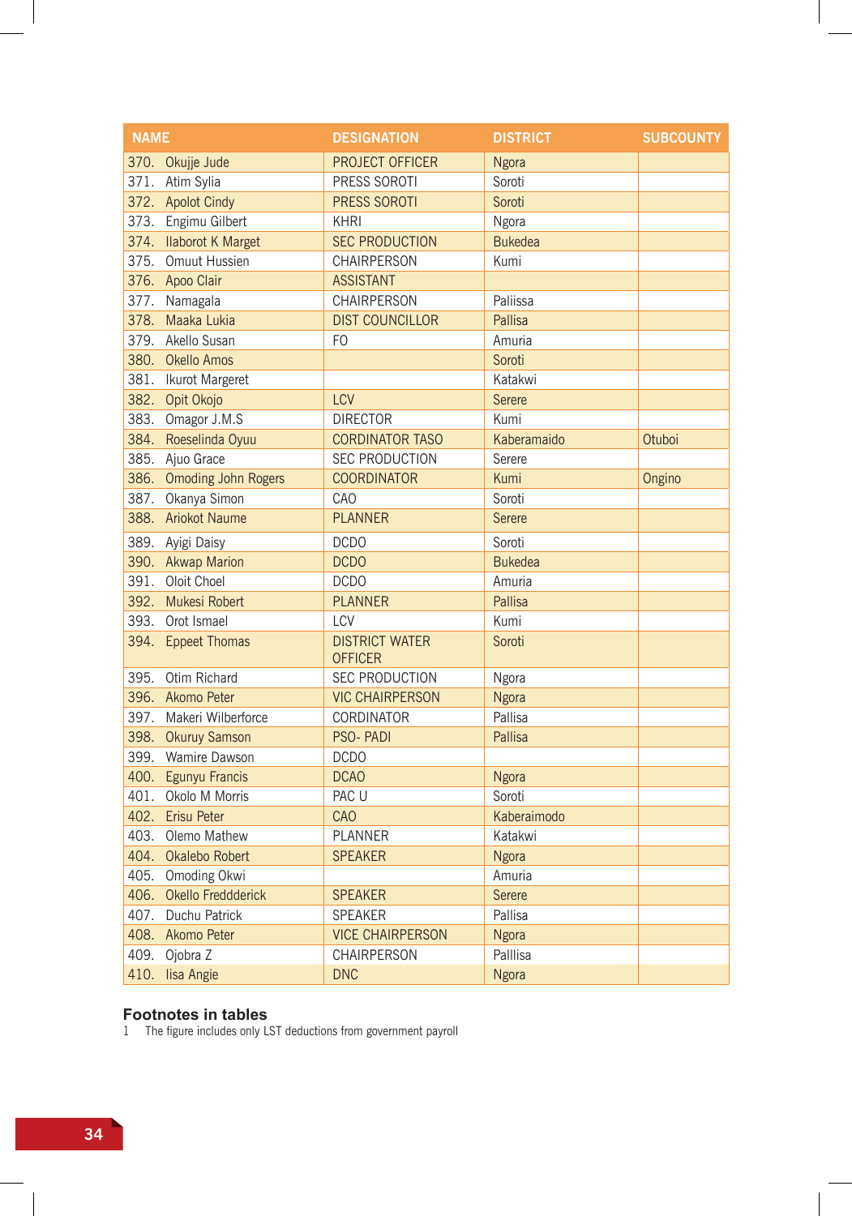| NAME | DESIGNATION | DISTRICT | SUBCOUNTY |
|---|---|---|---|
| 370. Okujje Jude | PROJECT OFFICER | Ngora | |
| 371. Atim Sylia | PRESS SOROTI | Soroti | |
| 372. Apolot Cindy | PRESS SOROTI | Soroti | |
| 373. Engimu Gilbert | KHRI | Ngora | |
| 374. Ilaborot K Marget | SEC PRODUCTION | Bukedea | |
| 375. Omuut Hussien | CHAIRPERSON | Kumi | |
| 376. Apoo Clair | ASSISTANT | | |
| 377. Namagala | CHAIRPERSON | Paliissa | |
| 378. Maaka Lukia | DIST COUNCILLOR | Pallisa | |
| 379. Akello Susan | FO | Amuria | |
| 380. Okello Amos | | Soroti | |
| 381. Ikurot Margeret | | Katakwi | |
| 382. Opit Okojo | LCV | Serere | |
| 383. Omagor J.M.S | DIRECTOR | Kumi | |
| 384. Roeselinda Oyuu | CORDINATOR TASO | Kaberamaido | Otuboi |
| 385. Ajuo Grace | SEC PRODUCTION | Serere | |
| 386. Omoding John Rogers | COORDINATOR | Kumi | Ongino |
| 387. Okanya Simon | CAO | Soroti | |
| 388. Ariokot Naume | PLANNER | Serere | |
| 389. Ayigi Daisy | DCDO | Soroti | |
| 390. Akwap Marion | DCDO | Bukedea | |
| 391. Oloit Choel | DCDO | Amuria | |
| 392. Mukesi Robert | PLANNER | Pallisa | |
| 393. Orot Ismael | LCV | Kumi | |
| 394. Eppeet Thomas | DISTRICT WATER OFFICER | Soroti | |
| 395. Otim Richard | SEC PRODUCTION | Ngora | |
| 396. Akomo Peter | VIC CHAIRPERSON | Ngora | |
| 397. Makeri Wilberforce | CORDINATOR | Pallisa | |
| 398. Okuruy Samson | PSO- PADI | Pallisa | |
| 399. Wamire Dawson | DCDO | | |
| 400. Egunyu Francis | DCAO | Ngora | |
| 401. Okolo M Morris | PAC U | Soroti | |
| 402. Erisu Peter | CAO | Kaberaimodo | |
| 403. Olemo Mathew | PLANNER | Katakwi | |
| 404. Okalebo Robert | SPEAKER | Ngora | |
| 405. Omoding Okwi | | Amuria | |
| 406. Okello Freddderick | SPEAKER | Serere | |
| 407. Duchu Patrick | SPEAKER | Pallisa | |
| 408. Akomo Peter | VICE CHAIRPERSON | Ngora | |
| 409. Ojobra Z | CHAIRPERSON | Palllisa | |
| 410. Iisa Angie | DNC | Ngora | |

### Footnotes in tables

1 The figure includes only LST deductions from government payroll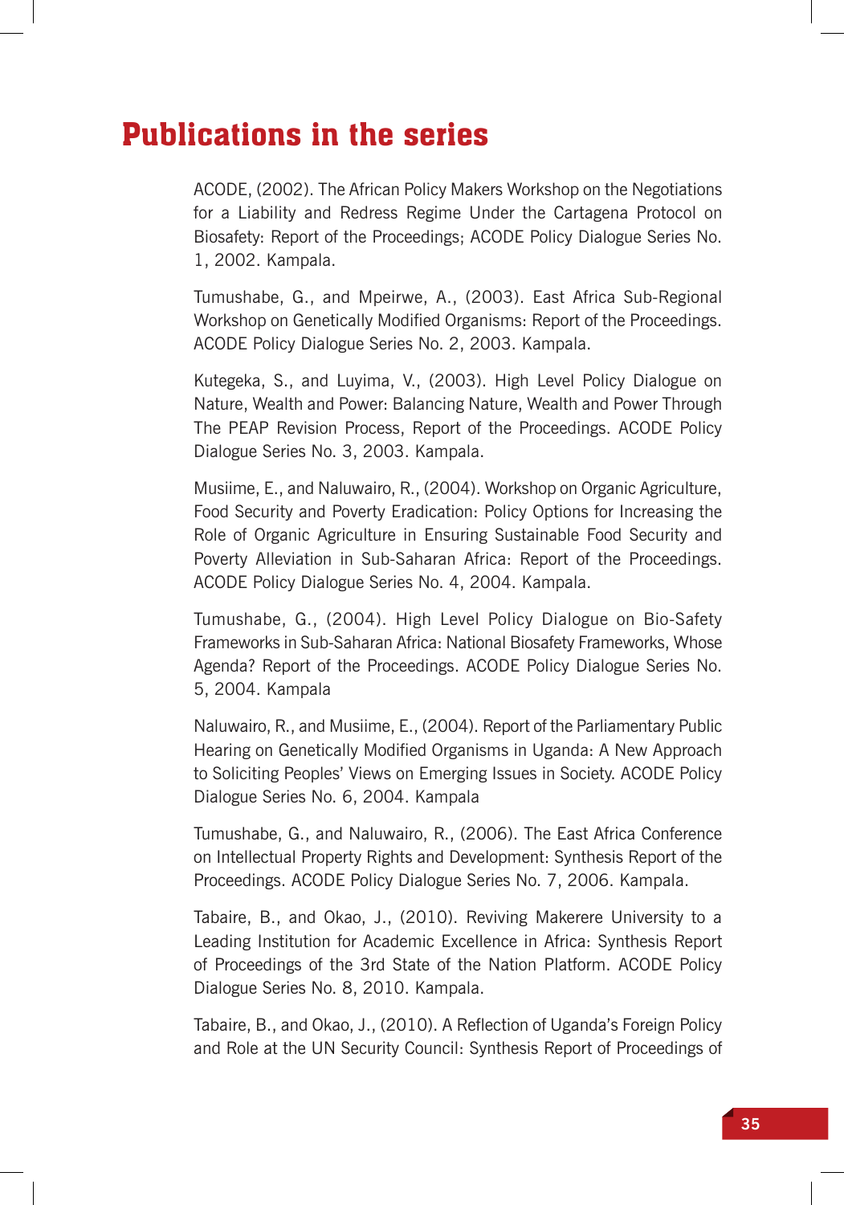# Publications in the series

ACODE, (2002). The African Policy Makers Workshop on the Negotiations for a Liability and Redress Regime Under the Cartagena Protocol on Biosafety: Report of the Proceedings; ACODE Policy Dialogue Series No. 1, 2002. Kampala.

Tumushabe, G., and Mpeirwe, A., (2003). East Africa Sub-Regional Workshop on Genetically Modified Organisms: Report of the Proceedings. ACODE Policy Dialogue Series No. 2, 2003. Kampala.

Kutegeka, S., and Luyima, V., (2003). High Level Policy Dialogue on Nature, Wealth and Power: Balancing Nature, Wealth and Power Through The PEAP Revision Process, Report of the Proceedings. ACODE Policy Dialogue Series No. 3, 2003. Kampala.

Musiime, E., and Naluwairo, R., (2004). Workshop on Organic Agriculture, Food Security and Poverty Eradication: Policy Options for Increasing the Role of Organic Agriculture in Ensuring Sustainable Food Security and Poverty Alleviation in Sub-Saharan Africa: Report of the Proceedings. ACODE Policy Dialogue Series No. 4, 2004. Kampala.

Tumushabe, G., (2004). High Level Policy Dialogue on Bio-Safety Frameworks in Sub-Saharan Africa: National Biosafety Frameworks, Whose Agenda? Report of the Proceedings. ACODE Policy Dialogue Series No. 5, 2004. Kampala

Naluwairo, R., and Musiime, E., (2004). Report of the Parliamentary Public Hearing on Genetically Modified Organisms in Uganda: A New Approach to Soliciting Peoples' Views on Emerging Issues in Society. ACODE Policy Dialogue Series No. 6, 2004. Kampala

Tumushabe, G., and Naluwairo, R., (2006). The East Africa Conference on Intellectual Property Rights and Development: Synthesis Report of the Proceedings. ACODE Policy Dialogue Series No. 7, 2006. Kampala.

Tabaire, B., and Okao, J., (2010). Reviving Makerere University to a Leading Institution for Academic Excellence in Africa: Synthesis Report of Proceedings of the 3rd State of the Nation Platform. ACODE Policy Dialogue Series No. 8, 2010. Kampala.

Tabaire, B., and Okao, J., (2010). A Reflection of Uganda's Foreign Policy and Role at the UN Security Council: Synthesis Report of Proceedings of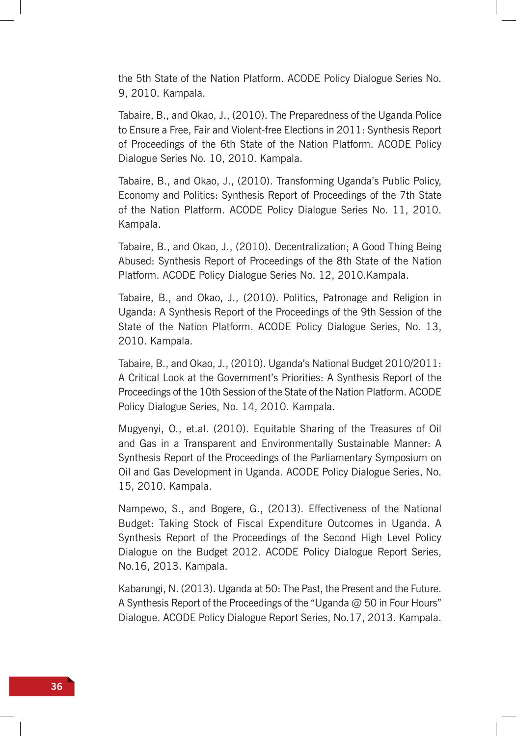the 5th State of the Nation Platform. ACODE Policy Dialogue Series No. 9, 2010. Kampala.

Tabaire, B., and Okao, J., (2010). The Preparedness of the Uganda Police to Ensure a Free, Fair and Violent-free Elections in 2011: Synthesis Report of Proceedings of the 6th State of the Nation Platform. ACODE Policy Dialogue Series No. 10, 2010. Kampala.

Tabaire, B., and Okao, J., (2010). Transforming Uganda's Public Policy, Economy and Politics: Synthesis Report of Proceedings of the 7th State of the Nation Platform. ACODE Policy Dialogue Series No. 11, 2010. Kampala.

Tabaire, B., and Okao, J., (2010). Decentralization; A Good Thing Being Abused: Synthesis Report of Proceedings of the 8th State of the Nation Platform. ACODE Policy Dialogue Series No. 12, 2010.Kampala.

Tabaire, B., and Okao, J., (2010). Politics, Patronage and Religion in Uganda: A Synthesis Report of the Proceedings of the 9th Session of the State of the Nation Platform. ACODE Policy Dialogue Series, No. 13, 2010. Kampala.

Tabaire, B., and Okao, J., (2010). Uganda's National Budget 2010/2011: A Critical Look at the Government's Priorities: A Synthesis Report of the Proceedings of the 10th Session of the State of the Nation Platform. ACODE Policy Dialogue Series, No. 14, 2010. Kampala.

Mugyenyi, O., et.al. (2010). Equitable Sharing of the Treasures of Oil and Gas in a Transparent and Environmentally Sustainable Manner: A Synthesis Report of the Proceedings of the Parliamentary Symposium on Oil and Gas Development in Uganda. ACODE Policy Dialogue Series, No. 15, 2010. Kampala.

Nampewo, S., and Bogere, G., (2013). Effectiveness of the National Budget: Taking Stock of Fiscal Expenditure Outcomes in Uganda. A Synthesis Report of the Proceedings of the Second High Level Policy Dialogue on the Budget 2012. ACODE Policy Dialogue Report Series, No.16, 2013. Kampala.

Kabarungi, N. (2013). Uganda at 50: The Past, the Present and the Future. A Synthesis Report of the Proceedings of the "Uganda @ 50 in Four Hours" Dialogue. ACODE Policy Dialogue Report Series, No.17, 2013. Kampala.